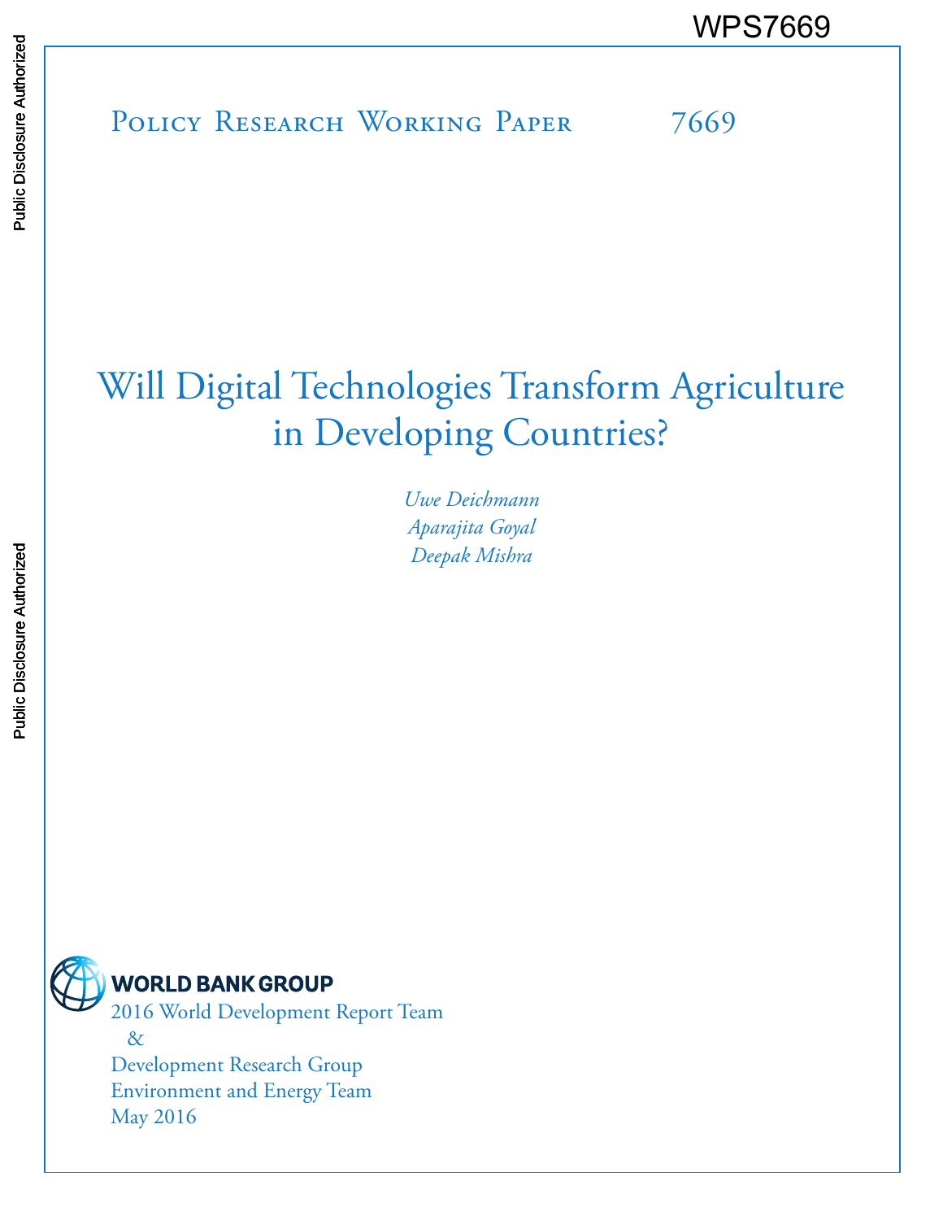WPS7669

Policy Research Working Paper 7669

# Will Digital Technologies Transform Agriculture in Developing Countries?

*Uwe Deichmann*
*Aparajita Goyal*
*Deepak Mishra*

WORLD BANK GROUP

2016 World Development Report Team
&
Development Research Group
Environment and Energy Team
May 2016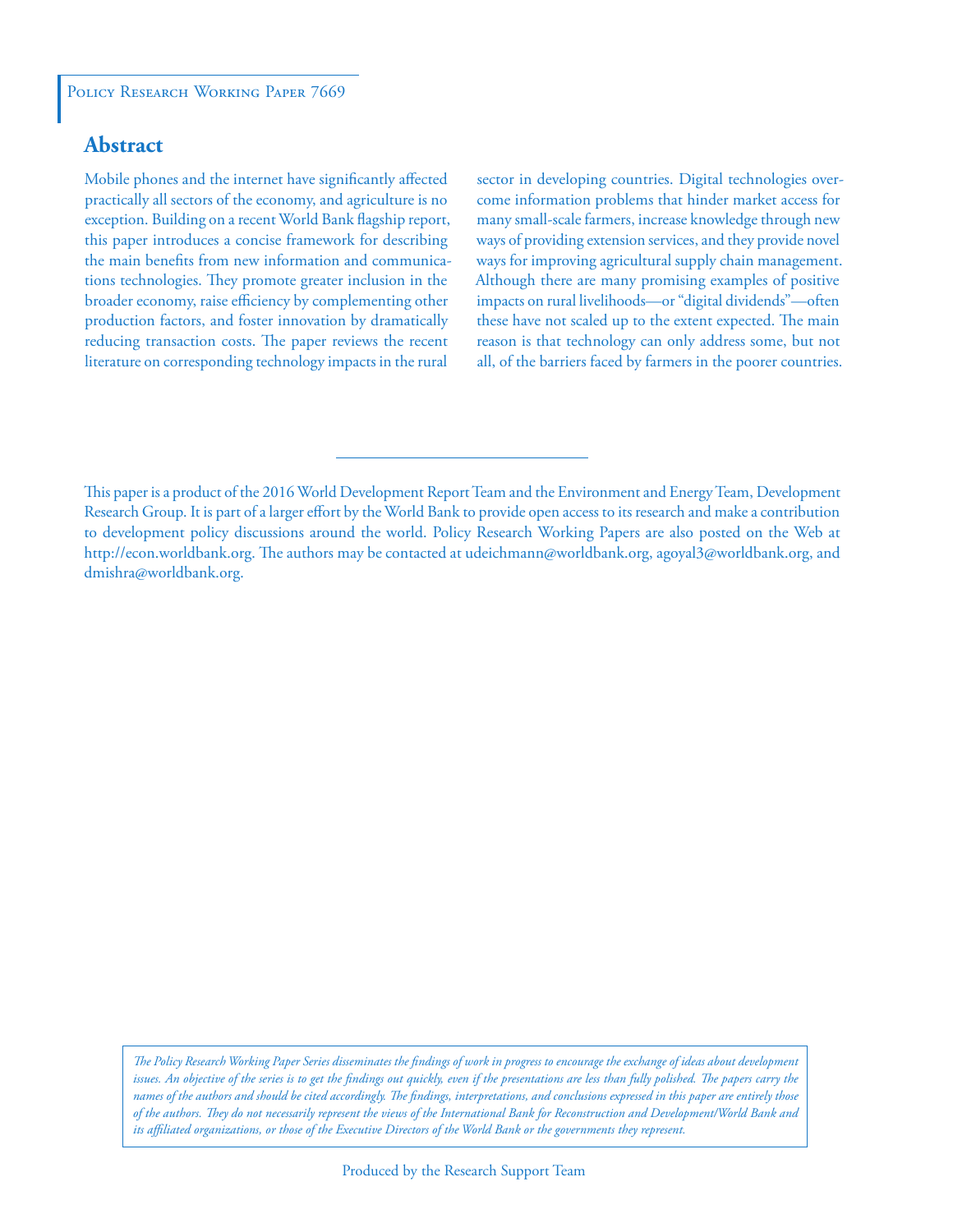Policy Research Working Paper 7669

## Abstract

Mobile phones and the internet have significantly affected practically all sectors of the economy, and agriculture is no exception. Building on a recent World Bank flagship report, this paper introduces a concise framework for describing the main benefits from new information and communications technologies. They promote greater inclusion in the broader economy, raise efficiency by complementing other production factors, and foster innovation by dramatically reducing transaction costs. The paper reviews the recent literature on corresponding technology impacts in the rural sector in developing countries. Digital technologies overcome information problems that hinder market access for many small-scale farmers, increase knowledge through new ways of providing extension services, and they provide novel ways for improving agricultural supply chain management. Although there are many promising examples of positive impacts on rural livelihoods—or "digital dividends"—often these have not scaled up to the extent expected. The main reason is that technology can only address some, but not all, of the barriers faced by farmers in the poorer countries.

This paper is a product of the 2016 World Development Report Team and the Environment and Energy Team, Development Research Group. It is part of a larger effort by the World Bank to provide open access to its research and make a contribution to development policy discussions around the world. Policy Research Working Papers are also posted on the Web at http://econ.worldbank.org. The authors may be contacted at udeichmann@worldbank.org, agoyal3@worldbank.org, and dmishra@worldbank.org.

*The Policy Research Working Paper Series disseminates the findings of work in progress to encourage the exchange of ideas about development issues. An objective of the series is to get the findings out quickly, even if the presentations are less than fully polished. The papers carry the names of the authors and should be cited accordingly. The findings, interpretations, and conclusions expressed in this paper are entirely those of the authors. They do not necessarily represent the views of the International Bank for Reconstruction and Development/World Bank and its affiliated organizations, or those of the Executive Directors of the World Bank or the governments they represent.*

Produced by the Research Support Team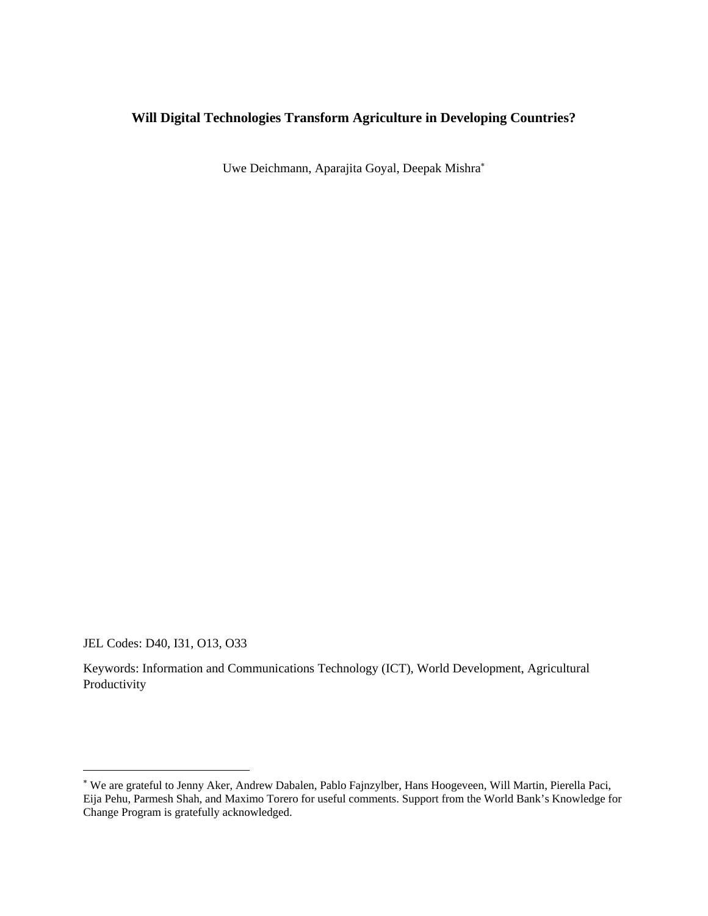**Will Digital Technologies Transform Agriculture in Developing Countries?**

Uwe Deichmann, Aparajita Goyal, Deepak Mishra[*]

JEL Codes: D40, I31, O13, O33

Keywords: Information and Communications Technology (ICT), World Development, Agricultural Productivity

---

[*] We are grateful to Jenny Aker, Andrew Dabalen, Pablo Fajnzylber, Hans Hoogeveen, Will Martin, Pierella Paci, Eija Pehu, Parmesh Shah, and Maximo Torero for useful comments. Support from the World Bank's Knowledge for Change Program is gratefully acknowledged.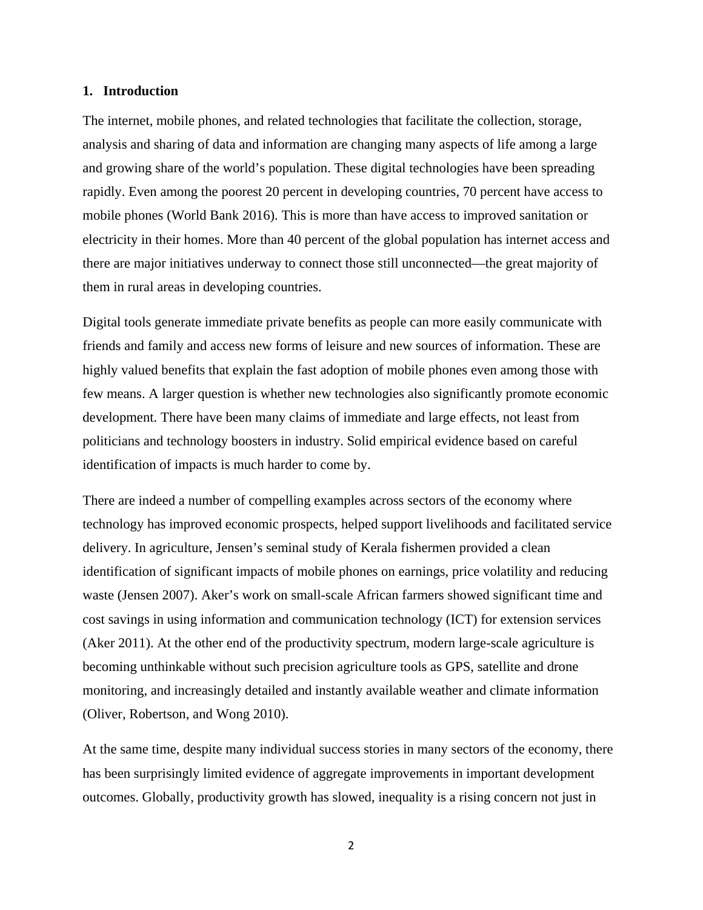## 1. Introduction

The internet, mobile phones, and related technologies that facilitate the collection, storage, analysis and sharing of data and information are changing many aspects of life among a large and growing share of the world's population. These digital technologies have been spreading rapidly. Even among the poorest 20 percent in developing countries, 70 percent have access to mobile phones (World Bank 2016). This is more than have access to improved sanitation or electricity in their homes. More than 40 percent of the global population has internet access and there are major initiatives underway to connect those still unconnected—the great majority of them in rural areas in developing countries.

Digital tools generate immediate private benefits as people can more easily communicate with friends and family and access new forms of leisure and new sources of information. These are highly valued benefits that explain the fast adoption of mobile phones even among those with few means. A larger question is whether new technologies also significantly promote economic development. There have been many claims of immediate and large effects, not least from politicians and technology boosters in industry. Solid empirical evidence based on careful identification of impacts is much harder to come by.

There are indeed a number of compelling examples across sectors of the economy where technology has improved economic prospects, helped support livelihoods and facilitated service delivery. In agriculture, Jensen's seminal study of Kerala fishermen provided a clean identification of significant impacts of mobile phones on earnings, price volatility and reducing waste (Jensen 2007). Aker's work on small-scale African farmers showed significant time and cost savings in using information and communication technology (ICT) for extension services (Aker 2011). At the other end of the productivity spectrum, modern large-scale agriculture is becoming unthinkable without such precision agriculture tools as GPS, satellite and drone monitoring, and increasingly detailed and instantly available weather and climate information (Oliver, Robertson, and Wong 2010).

At the same time, despite many individual success stories in many sectors of the economy, there has been surprisingly limited evidence of aggregate improvements in important development outcomes. Globally, productivity growth has slowed, inequality is a rising concern not just in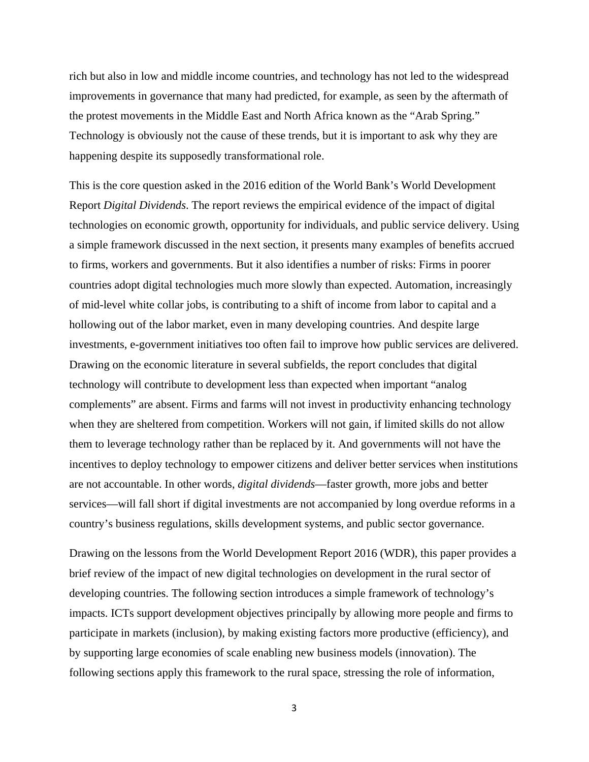rich but also in low and middle income countries, and technology has not led to the widespread improvements in governance that many had predicted, for example, as seen by the aftermath of the protest movements in the Middle East and North Africa known as the "Arab Spring." Technology is obviously not the cause of these trends, but it is important to ask why they are happening despite its supposedly transformational role.

This is the core question asked in the 2016 edition of the World Bank's World Development Report *Digital Dividends*. The report reviews the empirical evidence of the impact of digital technologies on economic growth, opportunity for individuals, and public service delivery. Using a simple framework discussed in the next section, it presents many examples of benefits accrued to firms, workers and governments. But it also identifies a number of risks: Firms in poorer countries adopt digital technologies much more slowly than expected. Automation, increasingly of mid-level white collar jobs, is contributing to a shift of income from labor to capital and a hollowing out of the labor market, even in many developing countries. And despite large investments, e-government initiatives too often fail to improve how public services are delivered. Drawing on the economic literature in several subfields, the report concludes that digital technology will contribute to development less than expected when important "analog complements" are absent. Firms and farms will not invest in productivity enhancing technology when they are sheltered from competition. Workers will not gain, if limited skills do not allow them to leverage technology rather than be replaced by it. And governments will not have the incentives to deploy technology to empower citizens and deliver better services when institutions are not accountable. In other words, *digital dividends*—faster growth, more jobs and better services—will fall short if digital investments are not accompanied by long overdue reforms in a country's business regulations, skills development systems, and public sector governance.

Drawing on the lessons from the World Development Report 2016 (WDR), this paper provides a brief review of the impact of new digital technologies on development in the rural sector of developing countries. The following section introduces a simple framework of technology's impacts. ICTs support development objectives principally by allowing more people and firms to participate in markets (inclusion), by making existing factors more productive (efficiency), and by supporting large economies of scale enabling new business models (innovation). The following sections apply this framework to the rural space, stressing the role of information,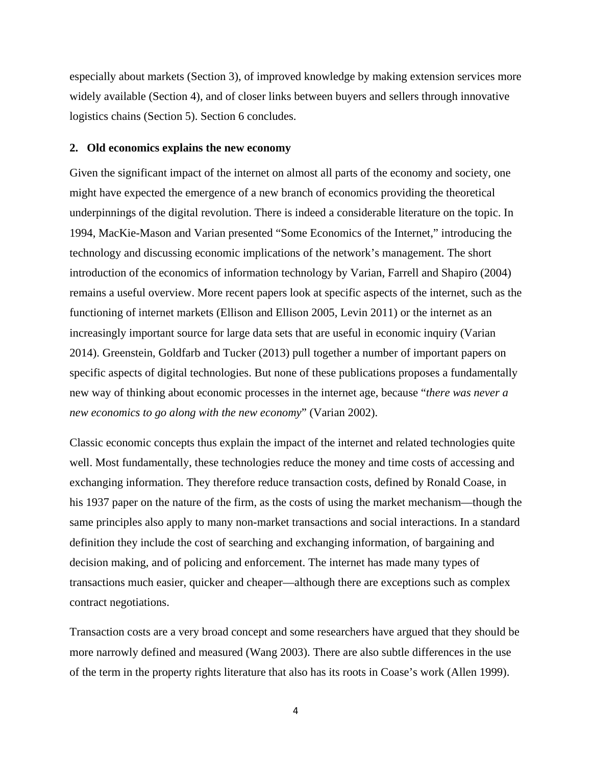especially about markets (Section 3), of improved knowledge by making extension services more widely available (Section 4), and of closer links between buyers and sellers through innovative logistics chains (Section 5). Section 6 concludes.

## 2. Old economics explains the new economy

Given the significant impact of the internet on almost all parts of the economy and society, one might have expected the emergence of a new branch of economics providing the theoretical underpinnings of the digital revolution. There is indeed a considerable literature on the topic. In 1994, MacKie-Mason and Varian presented "Some Economics of the Internet," introducing the technology and discussing economic implications of the network's management. The short introduction of the economics of information technology by Varian, Farrell and Shapiro (2004) remains a useful overview. More recent papers look at specific aspects of the internet, such as the functioning of internet markets (Ellison and Ellison 2005, Levin 2011) or the internet as an increasingly important source for large data sets that are useful in economic inquiry (Varian 2014). Greenstein, Goldfarb and Tucker (2013) pull together a number of important papers on specific aspects of digital technologies. But none of these publications proposes a fundamentally new way of thinking about economic processes in the internet age, because "*there was never a new economics to go along with the new economy*" (Varian 2002).

Classic economic concepts thus explain the impact of the internet and related technologies quite well. Most fundamentally, these technologies reduce the money and time costs of accessing and exchanging information. They therefore reduce transaction costs, defined by Ronald Coase, in his 1937 paper on the nature of the firm, as the costs of using the market mechanism—though the same principles also apply to many non-market transactions and social interactions. In a standard definition they include the cost of searching and exchanging information, of bargaining and decision making, and of policing and enforcement. The internet has made many types of transactions much easier, quicker and cheaper—although there are exceptions such as complex contract negotiations.

Transaction costs are a very broad concept and some researchers have argued that they should be more narrowly defined and measured (Wang 2003). There are also subtle differences in the use of the term in the property rights literature that also has its roots in Coase's work (Allen 1999).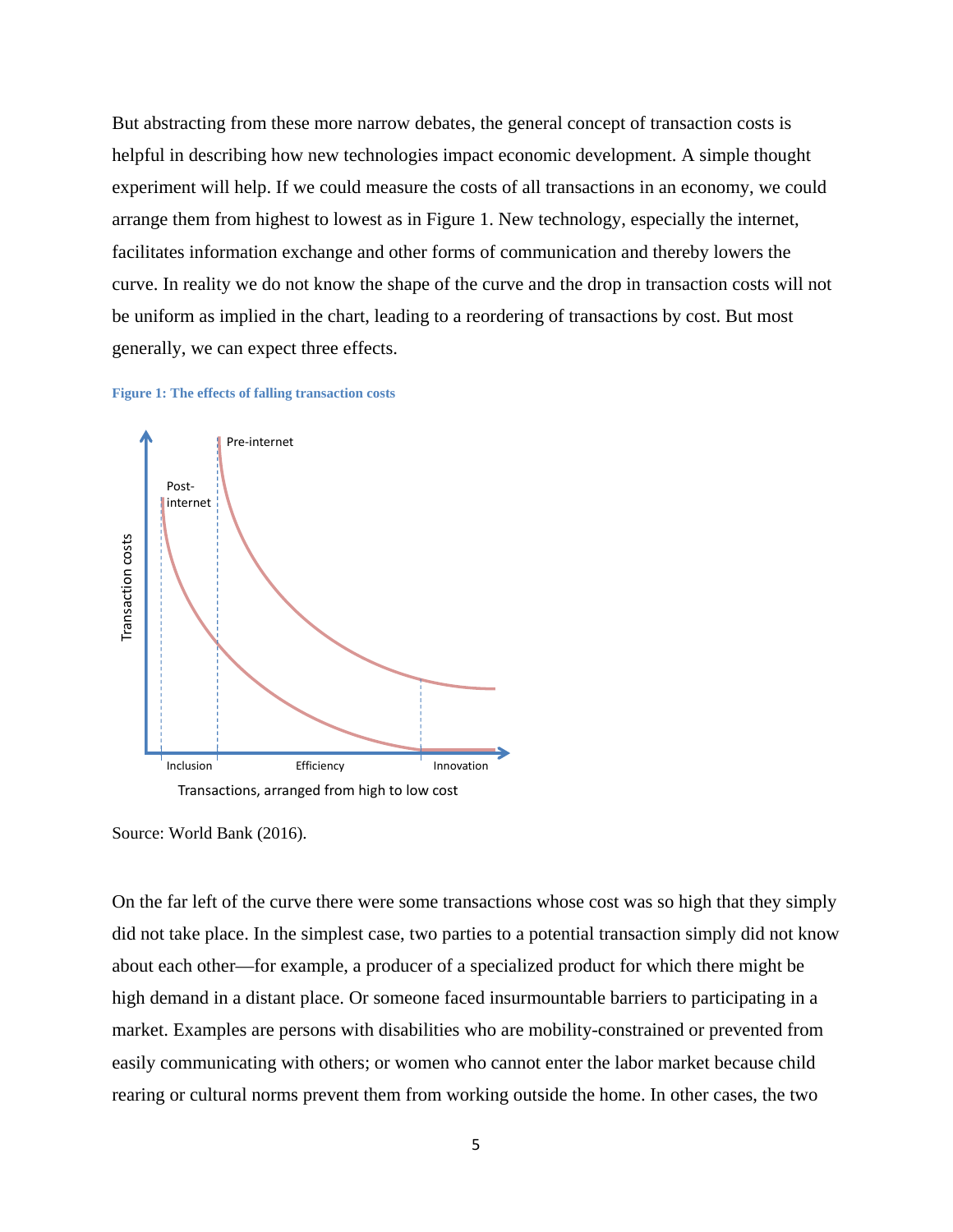But abstracting from these more narrow debates, the general concept of transaction costs is helpful in describing how new technologies impact economic development. A simple thought experiment will help. If we could measure the costs of all transactions in an economy, we could arrange them from highest to lowest as in Figure 1. New technology, especially the internet, facilitates information exchange and other forms of communication and thereby lowers the curve. In reality we do not know the shape of the curve and the drop in transaction costs will not be uniform as implied in the chart, leading to a reordering of transactions by cost. But most generally, we can expect three effects.

**Figure 1: The effects of falling transaction costs**

Source: World Bank (2016).

On the far left of the curve there were some transactions whose cost was so high that they simply did not take place. In the simplest case, two parties to a potential transaction simply did not know about each other—for example, a producer of a specialized product for which there might be high demand in a distant place. Or someone faced insurmountable barriers to participating in a market. Examples are persons with disabilities who are mobility-constrained or prevented from easily communicating with others; or women who cannot enter the labor market because child rearing or cultural norms prevent them from working outside the home. In other cases, the two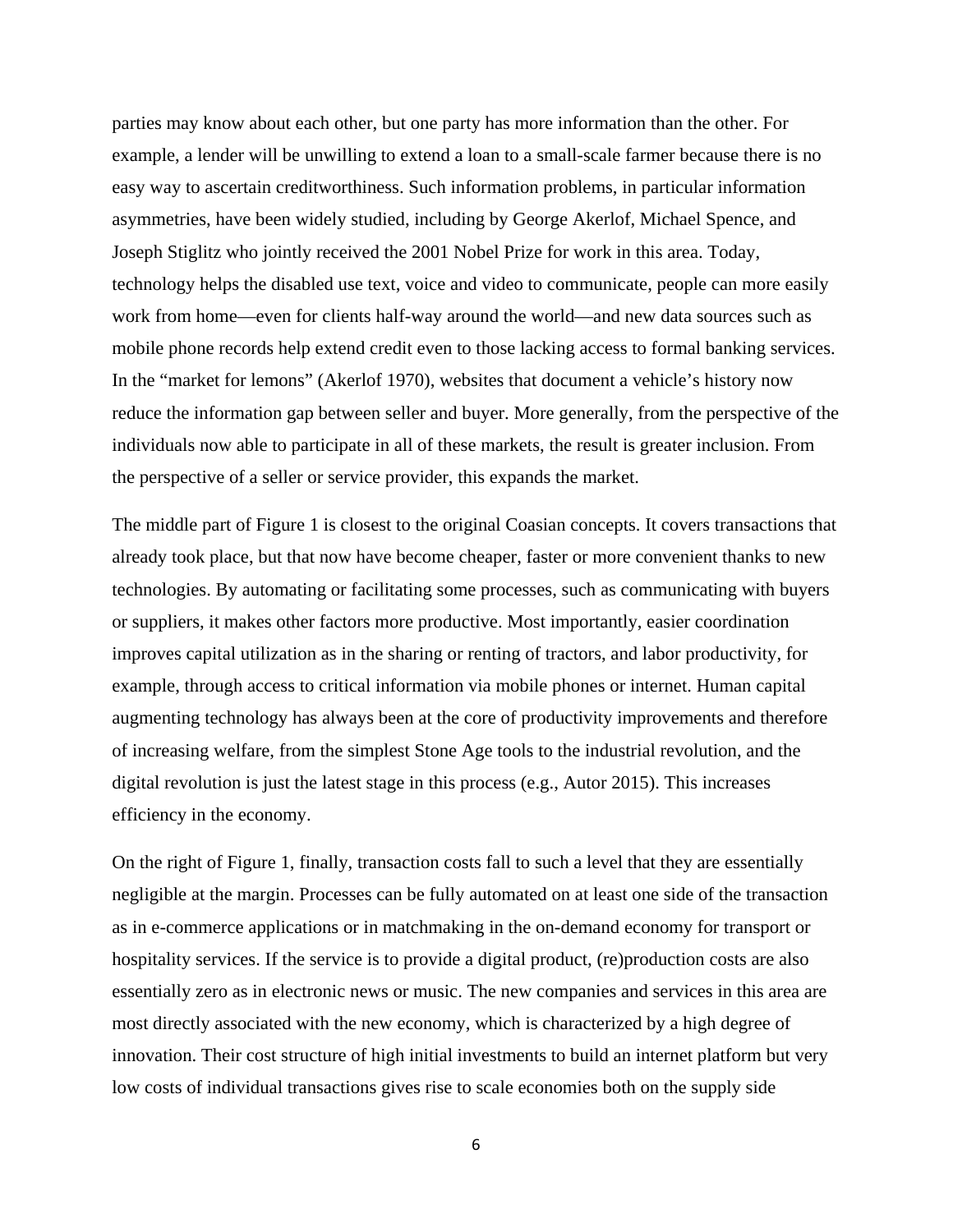parties may know about each other, but one party has more information than the other. For example, a lender will be unwilling to extend a loan to a small-scale farmer because there is no easy way to ascertain creditworthiness. Such information problems, in particular information asymmetries, have been widely studied, including by George Akerlof, Michael Spence, and Joseph Stiglitz who jointly received the 2001 Nobel Prize for work in this area. Today, technology helps the disabled use text, voice and video to communicate, people can more easily work from home—even for clients half-way around the world—and new data sources such as mobile phone records help extend credit even to those lacking access to formal banking services. In the "market for lemons" (Akerlof 1970), websites that document a vehicle's history now reduce the information gap between seller and buyer. More generally, from the perspective of the individuals now able to participate in all of these markets, the result is greater inclusion. From the perspective of a seller or service provider, this expands the market.

The middle part of Figure 1 is closest to the original Coasian concepts. It covers transactions that already took place, but that now have become cheaper, faster or more convenient thanks to new technologies. By automating or facilitating some processes, such as communicating with buyers or suppliers, it makes other factors more productive. Most importantly, easier coordination improves capital utilization as in the sharing or renting of tractors, and labor productivity, for example, through access to critical information via mobile phones or internet. Human capital augmenting technology has always been at the core of productivity improvements and therefore of increasing welfare, from the simplest Stone Age tools to the industrial revolution, and the digital revolution is just the latest stage in this process (e.g., Autor 2015). This increases efficiency in the economy.

On the right of Figure 1, finally, transaction costs fall to such a level that they are essentially negligible at the margin. Processes can be fully automated on at least one side of the transaction as in e-commerce applications or in matchmaking in the on-demand economy for transport or hospitality services. If the service is to provide a digital product, (re)production costs are also essentially zero as in electronic news or music. The new companies and services in this area are most directly associated with the new economy, which is characterized by a high degree of innovation. Their cost structure of high initial investments to build an internet platform but very low costs of individual transactions gives rise to scale economies both on the supply side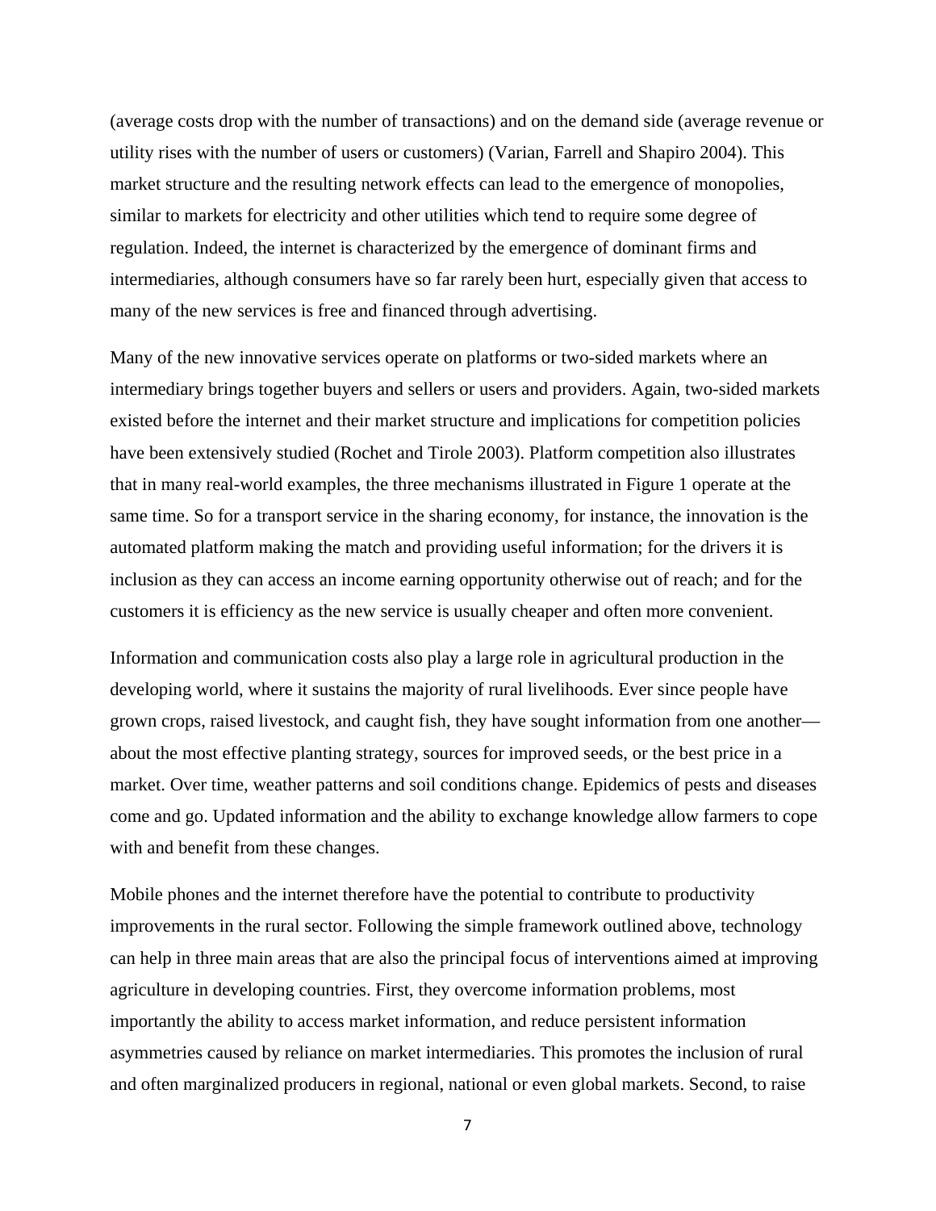(average costs drop with the number of transactions) and on the demand side (average revenue or utility rises with the number of users or customers) (Varian, Farrell and Shapiro 2004). This market structure and the resulting network effects can lead to the emergence of monopolies, similar to markets for electricity and other utilities which tend to require some degree of regulation. Indeed, the internet is characterized by the emergence of dominant firms and intermediaries, although consumers have so far rarely been hurt, especially given that access to many of the new services is free and financed through advertising.

Many of the new innovative services operate on platforms or two-sided markets where an intermediary brings together buyers and sellers or users and providers. Again, two-sided markets existed before the internet and their market structure and implications for competition policies have been extensively studied (Rochet and Tirole 2003). Platform competition also illustrates that in many real-world examples, the three mechanisms illustrated in Figure 1 operate at the same time. So for a transport service in the sharing economy, for instance, the innovation is the automated platform making the match and providing useful information; for the drivers it is inclusion as they can access an income earning opportunity otherwise out of reach; and for the customers it is efficiency as the new service is usually cheaper and often more convenient.

Information and communication costs also play a large role in agricultural production in the developing world, where it sustains the majority of rural livelihoods. Ever since people have grown crops, raised livestock, and caught fish, they have sought information from one another—about the most effective planting strategy, sources for improved seeds, or the best price in a market. Over time, weather patterns and soil conditions change. Epidemics of pests and diseases come and go. Updated information and the ability to exchange knowledge allow farmers to cope with and benefit from these changes.

Mobile phones and the internet therefore have the potential to contribute to productivity improvements in the rural sector. Following the simple framework outlined above, technology can help in three main areas that are also the principal focus of interventions aimed at improving agriculture in developing countries. First, they overcome information problems, most importantly the ability to access market information, and reduce persistent information asymmetries caused by reliance on market intermediaries. This promotes the inclusion of rural and often marginalized producers in regional, national or even global markets. Second, to raise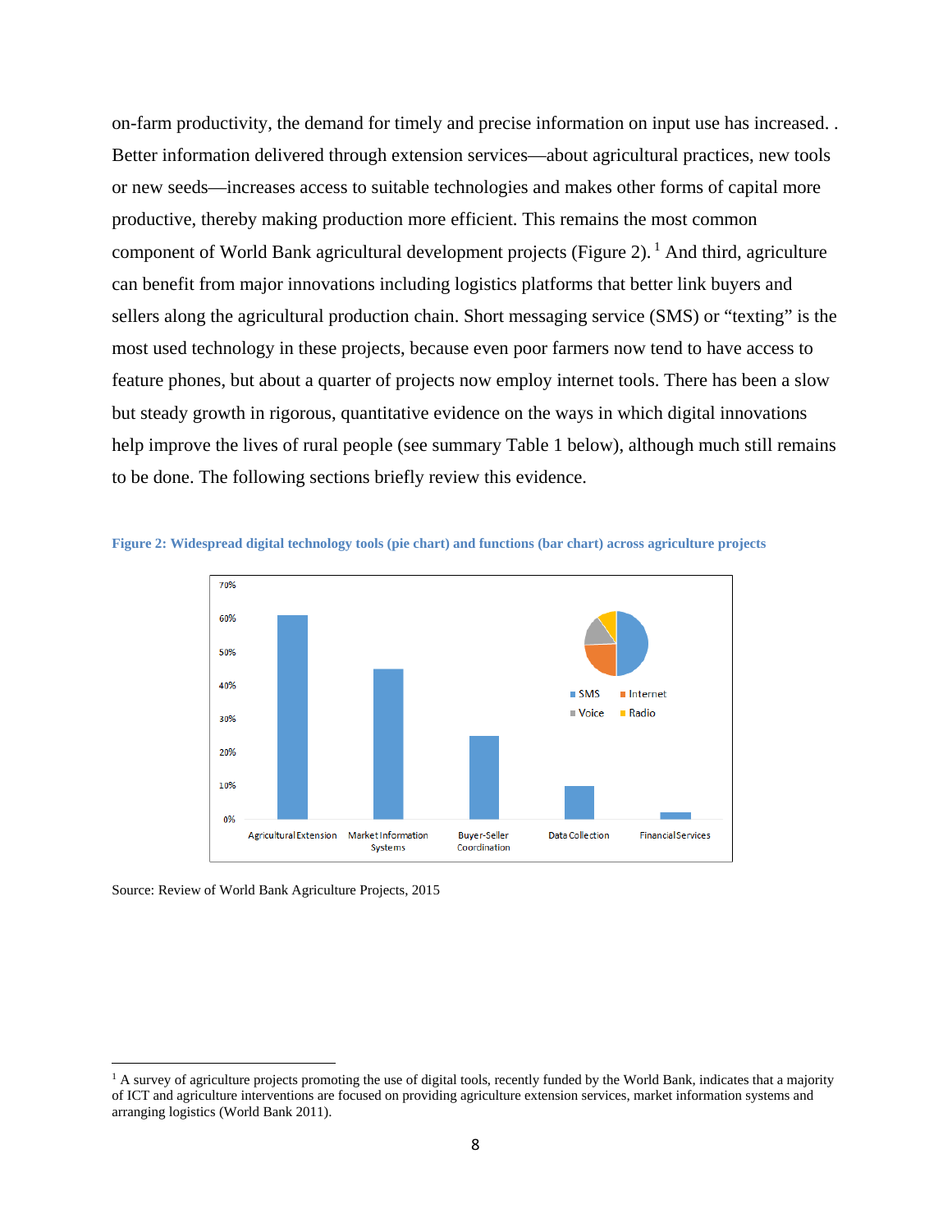on-farm productivity, the demand for timely and precise information on input use has increased. . Better information delivered through extension services—about agricultural practices, new tools or new seeds—increases access to suitable technologies and makes other forms of capital more productive, thereby making production more efficient. This remains the most common component of World Bank agricultural development projects (Figure 2).[1] And third, agriculture can benefit from major innovations including logistics platforms that better link buyers and sellers along the agricultural production chain. Short messaging service (SMS) or "texting" is the most used technology in these projects, because even poor farmers now tend to have access to feature phones, but about a quarter of projects now employ internet tools. There has been a slow but steady growth in rigorous, quantitative evidence on the ways in which digital innovations help improve the lives of rural people (see summary Table 1 below), although much still remains to be done. The following sections briefly review this evidence.

**Figure 2: Widespread digital technology tools (pie chart) and functions (bar chart) across agriculture projects**

Source: Review of World Bank Agriculture Projects, 2015

---

[1] A survey of agriculture projects promoting the use of digital tools, recently funded by the World Bank, indicates that a majority of ICT and agriculture interventions are focused on providing agriculture extension services, market information systems and arranging logistics (World Bank 2011).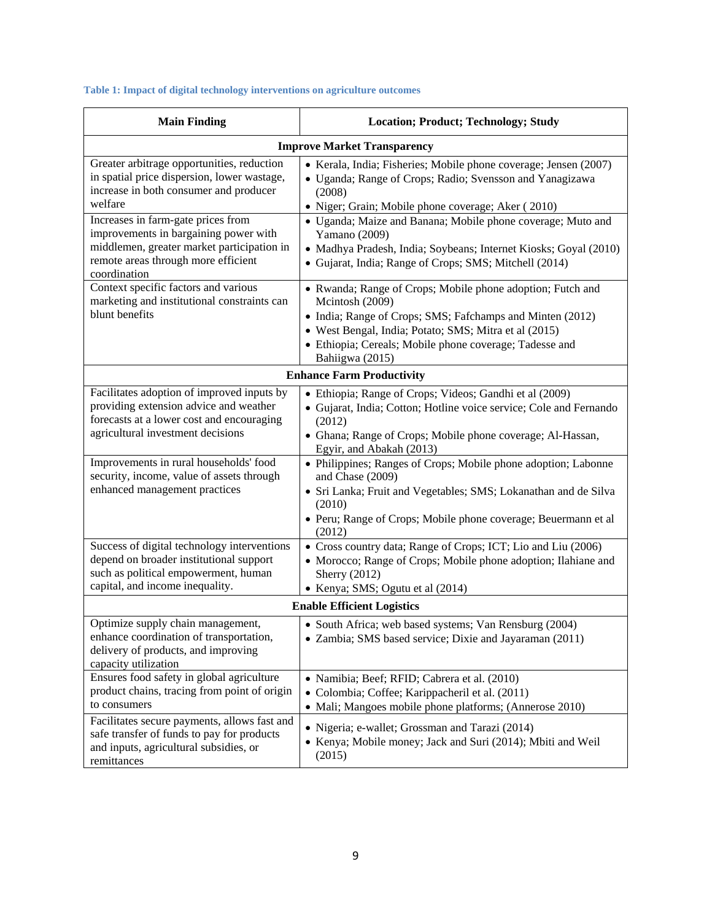**Table 1: Impact of digital technology interventions on agriculture outcomes**

| Main Finding | Location; Product; Technology; Study |
|---|---|
| **Improve Market Transparency** | |
| Greater arbitrage opportunities, reduction in spatial price dispersion, lower wastage, increase in both consumer and producer welfare | • Kerala, India; Fisheries; Mobile phone coverage; Jensen (2007)<br>• Uganda; Range of Crops; Radio; Svensson and Yanagizawa (2008)<br>• Niger; Grain; Mobile phone coverage; Aker ( 2010) |
| Increases in farm-gate prices from improvements in bargaining power with middlemen, greater market participation in remote areas through more efficient coordination | • Uganda; Maize and Banana; Mobile phone coverage; Muto and Yamano (2009)<br>• Madhya Pradesh, India; Soybeans; Internet Kiosks; Goyal (2010)<br>• Gujarat, India; Range of Crops; SMS; Mitchell (2014) |
| Context specific factors and various marketing and institutional constraints can blunt benefits | • Rwanda; Range of Crops; Mobile phone adoption; Futch and Mcintosh (2009)<br>• India; Range of Crops; SMS; Fafchamps and Minten (2012)<br>• West Bengal, India; Potato; SMS; Mitra et al (2015)<br>• Ethiopia; Cereals; Mobile phone coverage; Tadesse and Bahiigwa (2015) |
| **Enhance Farm Productivity** | |
| Facilitates adoption of improved inputs by providing extension advice and weather forecasts at a lower cost and encouraging agricultural investment decisions | • Ethiopia; Range of Crops; Videos; Gandhi et al (2009)<br>• Gujarat, India; Cotton; Hotline voice service; Cole and Fernando (2012)<br>• Ghana; Range of Crops; Mobile phone coverage; Al-Hassan, Egyir, and Abakah (2013) |
| Improvements in rural households' food security, income, value of assets through enhanced management practices | • Philippines; Ranges of Crops; Mobile phone adoption; Labonne and Chase (2009)<br>• Sri Lanka; Fruit and Vegetables; SMS; Lokanathan and de Silva (2010)<br>• Peru; Range of Crops; Mobile phone coverage; Beuermann et al (2012) |
| Success of digital technology interventions depend on broader institutional support such as political empowerment, human capital, and income inequality. | • Cross country data; Range of Crops; ICT; Lio and Liu (2006)<br>• Morocco; Range of Crops; Mobile phone adoption; Ilahiane and Sherry (2012)<br>• Kenya; SMS; Ogutu et al (2014) |
| **Enable Efficient Logistics** | |
| Optimize supply chain management, enhance coordination of transportation, delivery of products, and improving capacity utilization | • South Africa; web based systems; Van Rensburg (2004)<br>• Zambia; SMS based service; Dixie and Jayaraman (2011) |
| Ensures food safety in global agriculture product chains, tracing from point of origin to consumers | • Namibia; Beef; RFID; Cabrera et al. (2010)<br>• Colombia; Coffee; Karippacheril et al. (2011)<br>• Mali; Mangoes mobile phone platforms; (Annerose 2010) |
| Facilitates secure payments, allows fast and safe transfer of funds to pay for products and inputs, agricultural subsidies, or remittances | • Nigeria; e-wallet; Grossman and Tarazi (2014)<br>• Kenya; Mobile money; Jack and Suri (2014); Mbiti and Weil (2015) |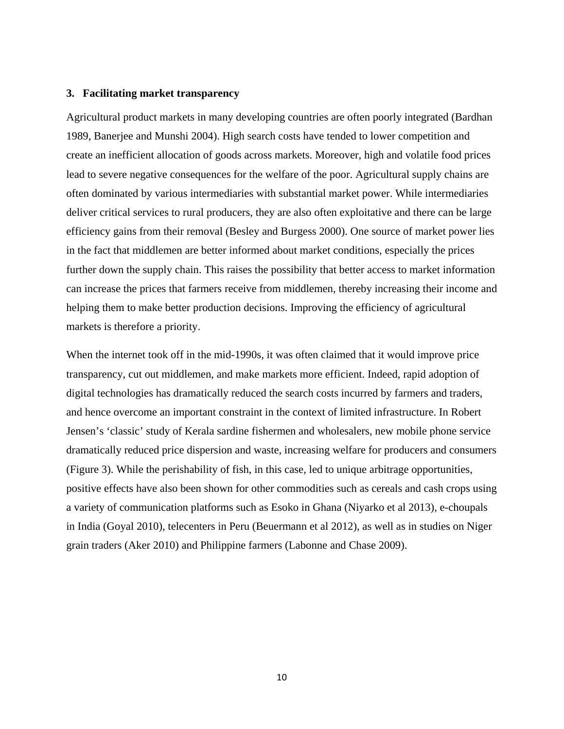### 3. Facilitating market transparency

Agricultural product markets in many developing countries are often poorly integrated (Bardhan 1989, Banerjee and Munshi 2004). High search costs have tended to lower competition and create an inefficient allocation of goods across markets. Moreover, high and volatile food prices lead to severe negative consequences for the welfare of the poor. Agricultural supply chains are often dominated by various intermediaries with substantial market power. While intermediaries deliver critical services to rural producers, they are also often exploitative and there can be large efficiency gains from their removal (Besley and Burgess 2000). One source of market power lies in the fact that middlemen are better informed about market conditions, especially the prices further down the supply chain. This raises the possibility that better access to market information can increase the prices that farmers receive from middlemen, thereby increasing their income and helping them to make better production decisions. Improving the efficiency of agricultural markets is therefore a priority.

When the internet took off in the mid-1990s, it was often claimed that it would improve price transparency, cut out middlemen, and make markets more efficient. Indeed, rapid adoption of digital technologies has dramatically reduced the search costs incurred by farmers and traders, and hence overcome an important constraint in the context of limited infrastructure. In Robert Jensen's 'classic' study of Kerala sardine fishermen and wholesalers, new mobile phone service dramatically reduced price dispersion and waste, increasing welfare for producers and consumers (Figure 3). While the perishability of fish, in this case, led to unique arbitrage opportunities, positive effects have also been shown for other commodities such as cereals and cash crops using a variety of communication platforms such as Esoko in Ghana (Niyarko et al 2013), e-choupals in India (Goyal 2010), telecenters in Peru (Beuermann et al 2012), as well as in studies on Niger grain traders (Aker 2010) and Philippine farmers (Labonne and Chase 2009).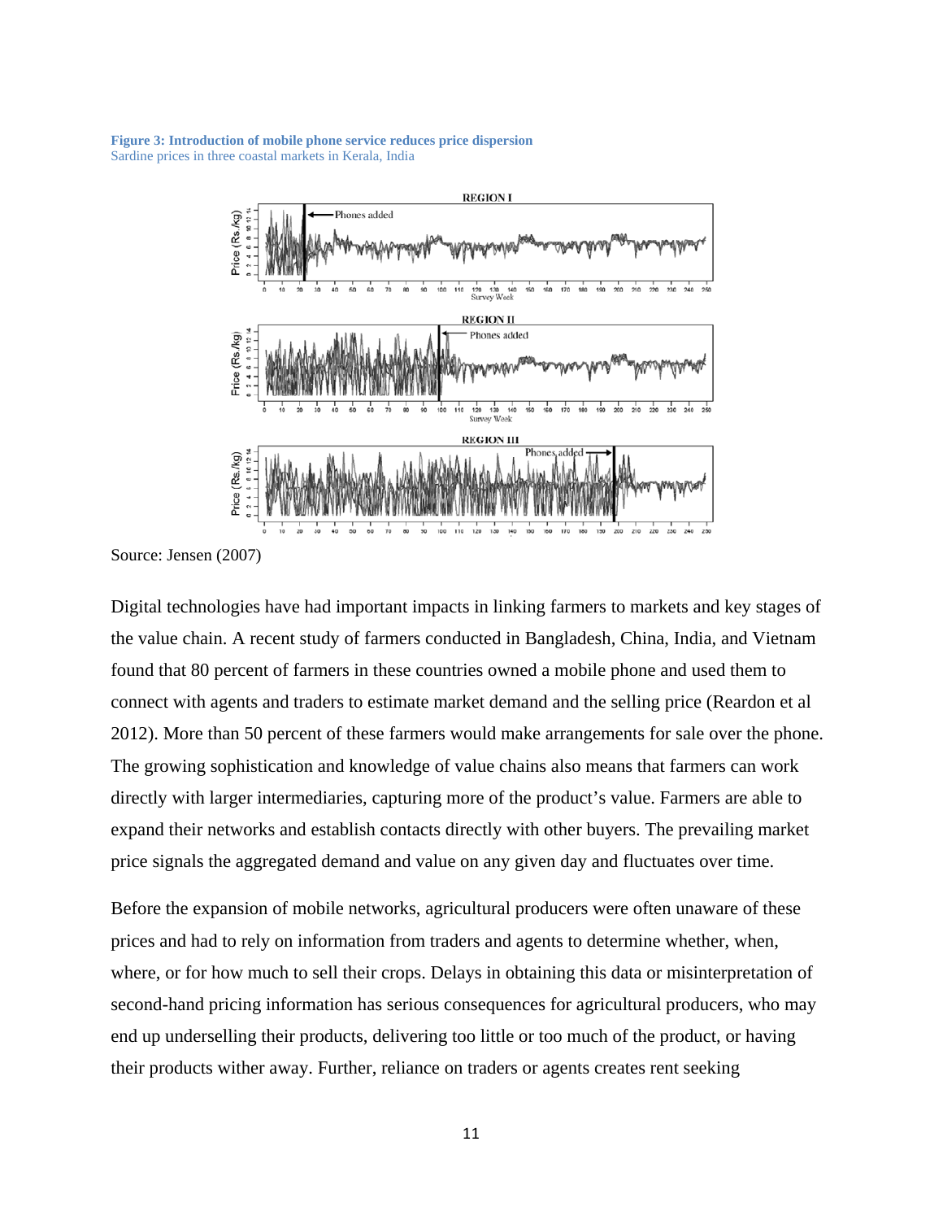**Figure 3: Introduction of mobile phone service reduces price dispersion**
Sardine prices in three coastal markets in Kerala, India

Source: Jensen (2007)

Digital technologies have had important impacts in linking farmers to markets and key stages of the value chain. A recent study of farmers conducted in Bangladesh, China, India, and Vietnam found that 80 percent of farmers in these countries owned a mobile phone and used them to connect with agents and traders to estimate market demand and the selling price (Reardon et al 2012). More than 50 percent of these farmers would make arrangements for sale over the phone. The growing sophistication and knowledge of value chains also means that farmers can work directly with larger intermediaries, capturing more of the product's value. Farmers are able to expand their networks and establish contacts directly with other buyers. The prevailing market price signals the aggregated demand and value on any given day and fluctuates over time.

Before the expansion of mobile networks, agricultural producers were often unaware of these prices and had to rely on information from traders and agents to determine whether, when, where, or for how much to sell their crops. Delays in obtaining this data or misinterpretation of second-hand pricing information has serious consequences for agricultural producers, who may end up underselling their products, delivering too little or too much of the product, or having their products wither away. Further, reliance on traders or agents creates rent seeking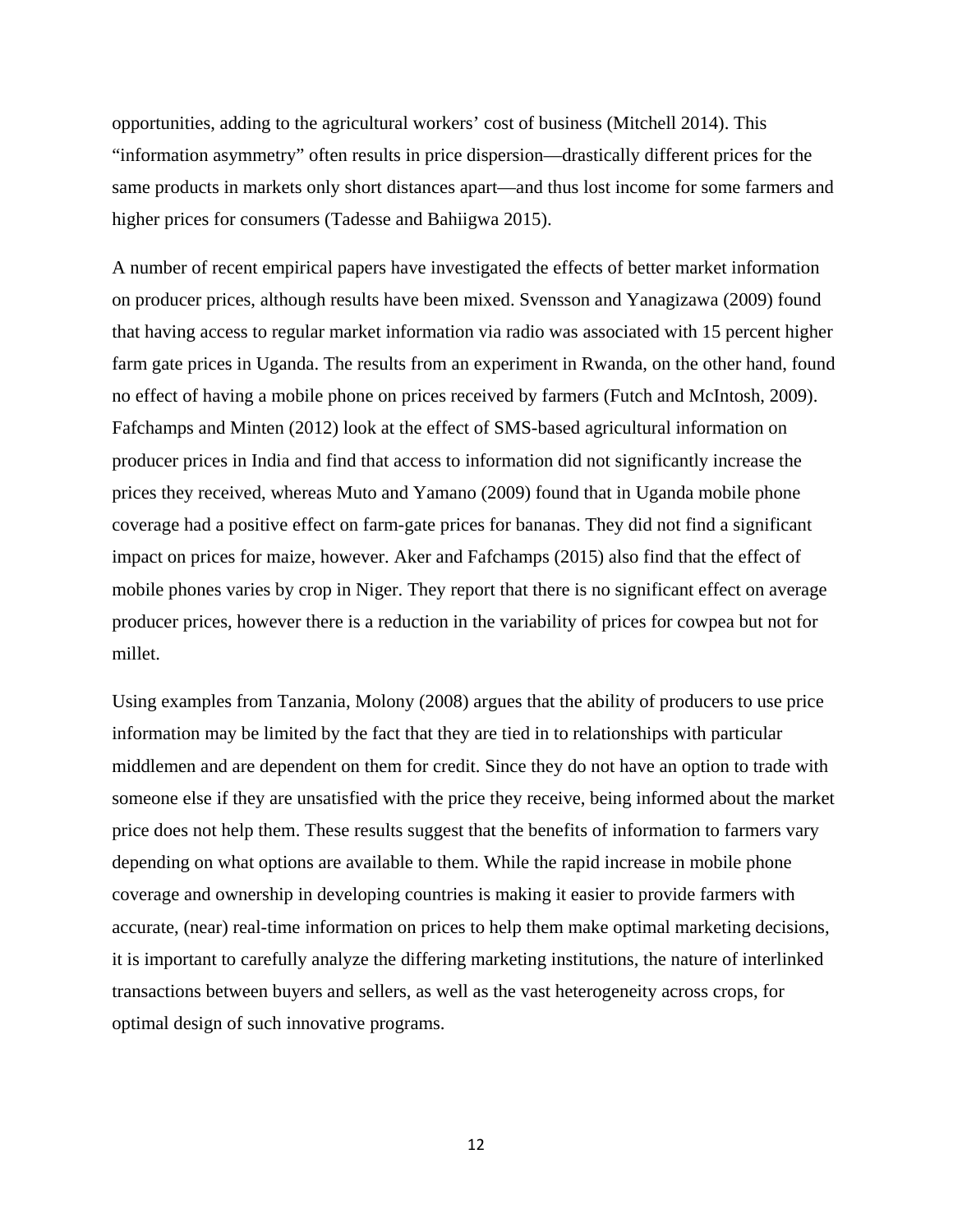opportunities, adding to the agricultural workers' cost of business (Mitchell 2014). This "information asymmetry" often results in price dispersion—drastically different prices for the same products in markets only short distances apart—and thus lost income for some farmers and higher prices for consumers (Tadesse and Bahiigwa 2015).

A number of recent empirical papers have investigated the effects of better market information on producer prices, although results have been mixed. Svensson and Yanagizawa (2009) found that having access to regular market information via radio was associated with 15 percent higher farm gate prices in Uganda. The results from an experiment in Rwanda, on the other hand, found no effect of having a mobile phone on prices received by farmers (Futch and McIntosh, 2009). Fafchamps and Minten (2012) look at the effect of SMS-based agricultural information on producer prices in India and find that access to information did not significantly increase the prices they received, whereas Muto and Yamano (2009) found that in Uganda mobile phone coverage had a positive effect on farm-gate prices for bananas. They did not find a significant impact on prices for maize, however. Aker and Fafchamps (2015) also find that the effect of mobile phones varies by crop in Niger. They report that there is no significant effect on average producer prices, however there is a reduction in the variability of prices for cowpea but not for millet.

Using examples from Tanzania, Molony (2008) argues that the ability of producers to use price information may be limited by the fact that they are tied in to relationships with particular middlemen and are dependent on them for credit. Since they do not have an option to trade with someone else if they are unsatisfied with the price they receive, being informed about the market price does not help them. These results suggest that the benefits of information to farmers vary depending on what options are available to them. While the rapid increase in mobile phone coverage and ownership in developing countries is making it easier to provide farmers with accurate, (near) real-time information on prices to help them make optimal marketing decisions, it is important to carefully analyze the differing marketing institutions, the nature of interlinked transactions between buyers and sellers, as well as the vast heterogeneity across crops, for optimal design of such innovative programs.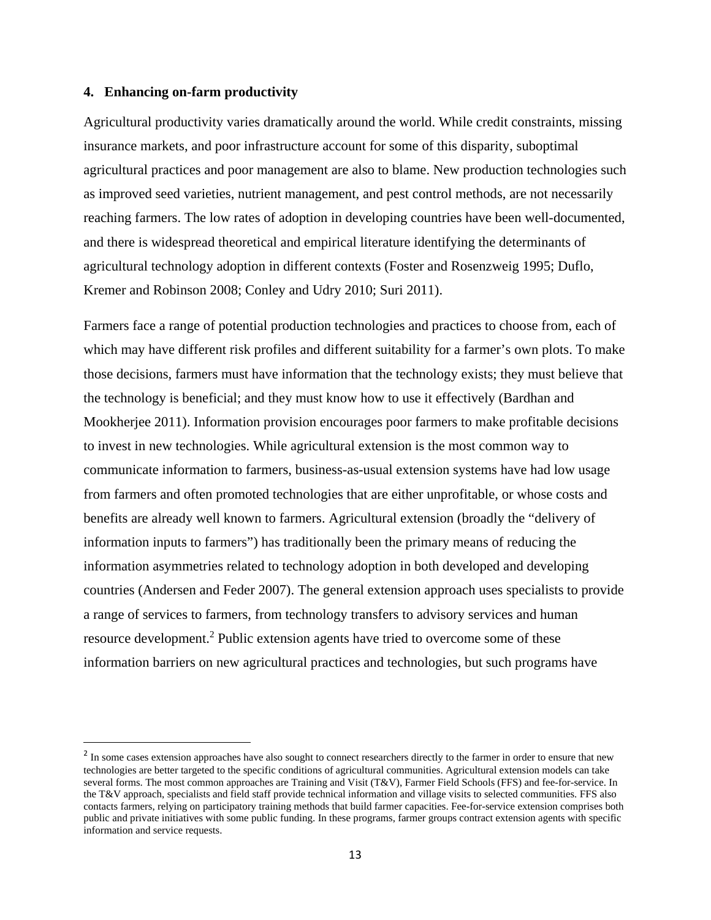## 4. Enhancing on-farm productivity

Agricultural productivity varies dramatically around the world. While credit constraints, missing insurance markets, and poor infrastructure account for some of this disparity, suboptimal agricultural practices and poor management are also to blame. New production technologies such as improved seed varieties, nutrient management, and pest control methods, are not necessarily reaching farmers. The low rates of adoption in developing countries have been well-documented, and there is widespread theoretical and empirical literature identifying the determinants of agricultural technology adoption in different contexts (Foster and Rosenzweig 1995; Duflo, Kremer and Robinson 2008; Conley and Udry 2010; Suri 2011).

Farmers face a range of potential production technologies and practices to choose from, each of which may have different risk profiles and different suitability for a farmer's own plots. To make those decisions, farmers must have information that the technology exists; they must believe that the technology is beneficial; and they must know how to use it effectively (Bardhan and Mookherjee 2011). Information provision encourages poor farmers to make profitable decisions to invest in new technologies. While agricultural extension is the most common way to communicate information to farmers, business-as-usual extension systems have had low usage from farmers and often promoted technologies that are either unprofitable, or whose costs and benefits are already well known to farmers. Agricultural extension (broadly the "delivery of information inputs to farmers") has traditionally been the primary means of reducing the information asymmetries related to technology adoption in both developed and developing countries (Andersen and Feder 2007). The general extension approach uses specialists to provide a range of services to farmers, from technology transfers to advisory services and human resource development.[2] Public extension agents have tried to overcome some of these information barriers on new agricultural practices and technologies, but such programs have

[2] In some cases extension approaches have also sought to connect researchers directly to the farmer in order to ensure that new technologies are better targeted to the specific conditions of agricultural communities. Agricultural extension models can take several forms. The most common approaches are Training and Visit (T&V), Farmer Field Schools (FFS) and fee-for-service. In the T&V approach, specialists and field staff provide technical information and village visits to selected communities. FFS also contacts farmers, relying on participatory training methods that build farmer capacities. Fee-for-service extension comprises both public and private initiatives with some public funding. In these programs, farmer groups contract extension agents with specific information and service requests.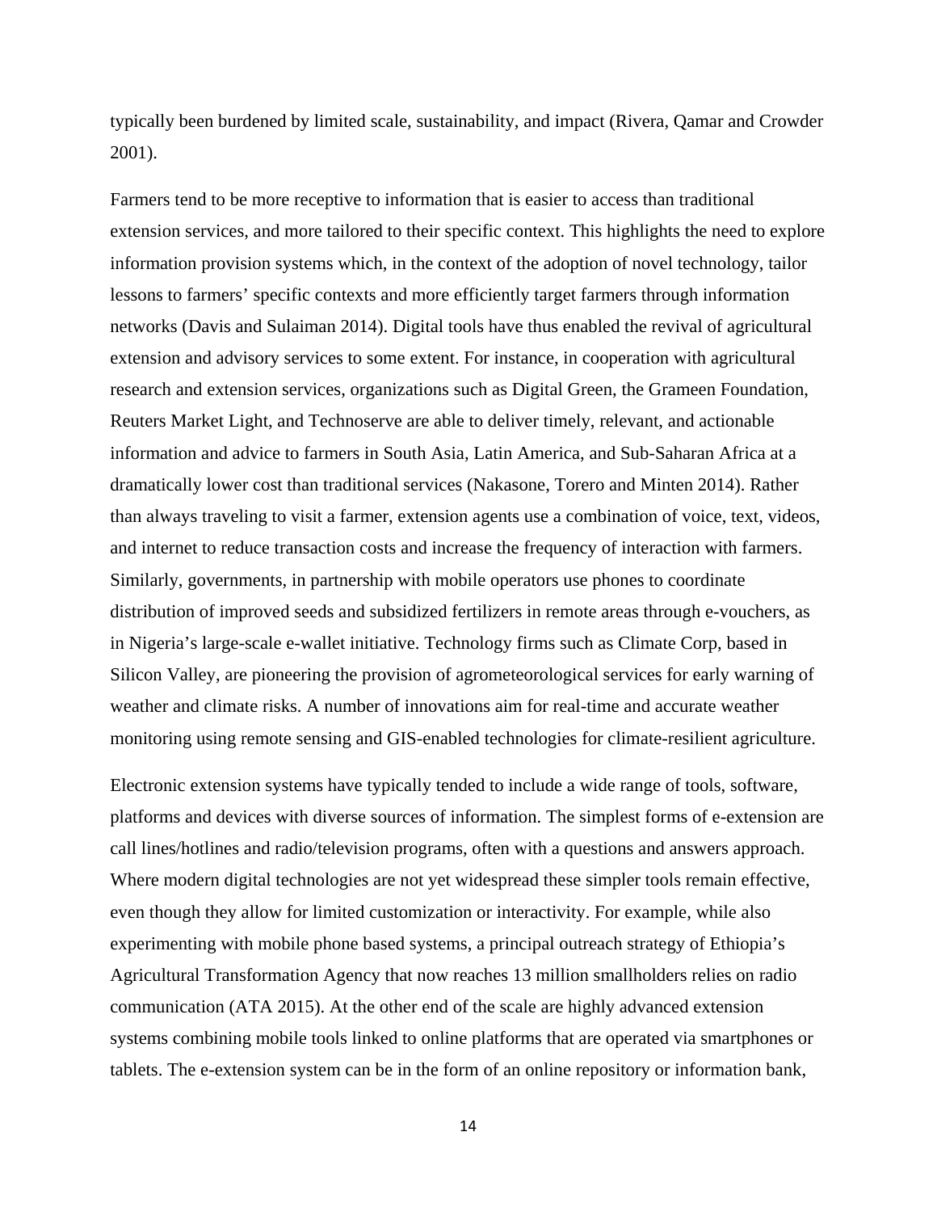typically been burdened by limited scale, sustainability, and impact (Rivera, Qamar and Crowder 2001).

Farmers tend to be more receptive to information that is easier to access than traditional extension services, and more tailored to their specific context. This highlights the need to explore information provision systems which, in the context of the adoption of novel technology, tailor lessons to farmers' specific contexts and more efficiently target farmers through information networks (Davis and Sulaiman 2014). Digital tools have thus enabled the revival of agricultural extension and advisory services to some extent. For instance, in cooperation with agricultural research and extension services, organizations such as Digital Green, the Grameen Foundation, Reuters Market Light, and Technoserve are able to deliver timely, relevant, and actionable information and advice to farmers in South Asia, Latin America, and Sub-Saharan Africa at a dramatically lower cost than traditional services (Nakasone, Torero and Minten 2014). Rather than always traveling to visit a farmer, extension agents use a combination of voice, text, videos, and internet to reduce transaction costs and increase the frequency of interaction with farmers. Similarly, governments, in partnership with mobile operators use phones to coordinate distribution of improved seeds and subsidized fertilizers in remote areas through e-vouchers, as in Nigeria's large-scale e-wallet initiative. Technology firms such as Climate Corp, based in Silicon Valley, are pioneering the provision of agrometeorological services for early warning of weather and climate risks. A number of innovations aim for real-time and accurate weather monitoring using remote sensing and GIS-enabled technologies for climate-resilient agriculture.

Electronic extension systems have typically tended to include a wide range of tools, software, platforms and devices with diverse sources of information. The simplest forms of e-extension are call lines/hotlines and radio/television programs, often with a questions and answers approach. Where modern digital technologies are not yet widespread these simpler tools remain effective, even though they allow for limited customization or interactivity. For example, while also experimenting with mobile phone based systems, a principal outreach strategy of Ethiopia's Agricultural Transformation Agency that now reaches 13 million smallholders relies on radio communication (ATA 2015). At the other end of the scale are highly advanced extension systems combining mobile tools linked to online platforms that are operated via smartphones or tablets. The e-extension system can be in the form of an online repository or information bank,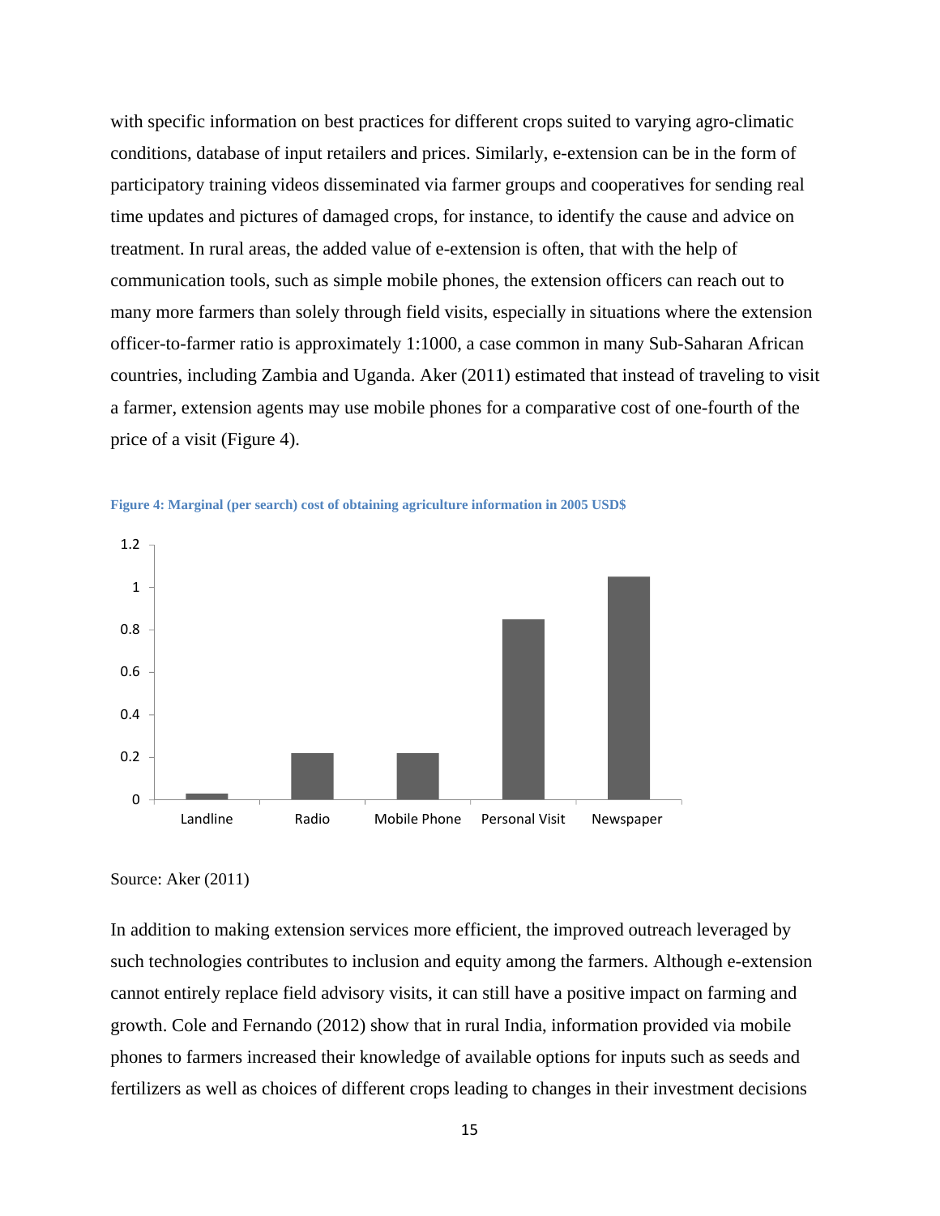with specific information on best practices for different crops suited to varying agro-climatic conditions, database of input retailers and prices. Similarly, e-extension can be in the form of participatory training videos disseminated via farmer groups and cooperatives for sending real time updates and pictures of damaged crops, for instance, to identify the cause and advice on treatment. In rural areas, the added value of e-extension is often, that with the help of communication tools, such as simple mobile phones, the extension officers can reach out to many more farmers than solely through field visits, especially in situations where the extension officer-to-farmer ratio is approximately 1:1000, a case common in many Sub-Saharan African countries, including Zambia and Uganda. Aker (2011) estimated that instead of traveling to visit a farmer, extension agents may use mobile phones for a comparative cost of one-fourth of the price of a visit (Figure 4).

**Figure 4: Marginal (per search) cost of obtaining agriculture information in 2005 USD$**

Source: Aker (2011)

In addition to making extension services more efficient, the improved outreach leveraged by such technologies contributes to inclusion and equity among the farmers. Although e-extension cannot entirely replace field advisory visits, it can still have a positive impact on farming and growth. Cole and Fernando (2012) show that in rural India, information provided via mobile phones to farmers increased their knowledge of available options for inputs such as seeds and fertilizers as well as choices of different crops leading to changes in their investment decisions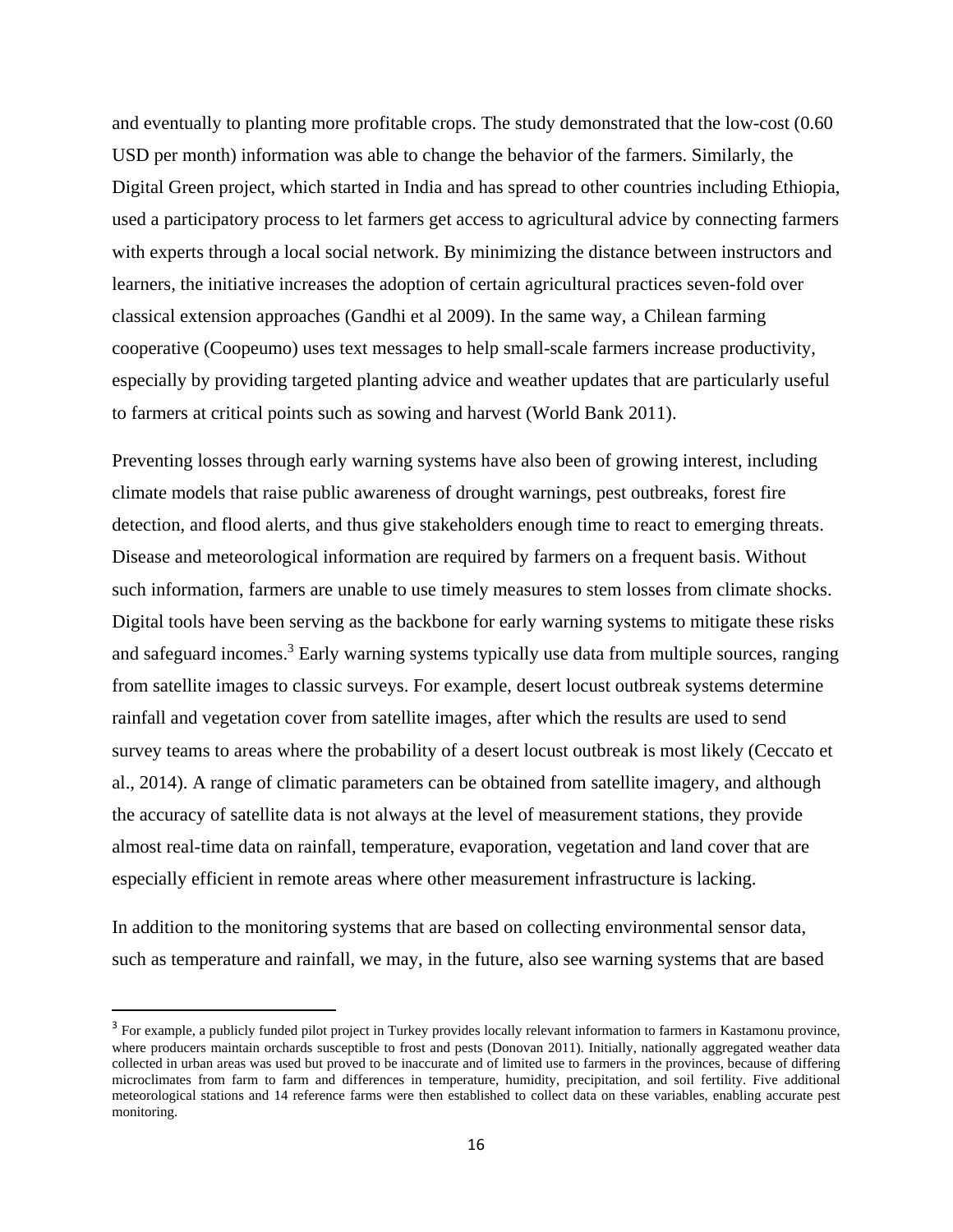and eventually to planting more profitable crops. The study demonstrated that the low-cost (0.60 USD per month) information was able to change the behavior of the farmers. Similarly, the Digital Green project, which started in India and has spread to other countries including Ethiopia, used a participatory process to let farmers get access to agricultural advice by connecting farmers with experts through a local social network. By minimizing the distance between instructors and learners, the initiative increases the adoption of certain agricultural practices seven-fold over classical extension approaches (Gandhi et al 2009). In the same way, a Chilean farming cooperative (Coopeumo) uses text messages to help small-scale farmers increase productivity, especially by providing targeted planting advice and weather updates that are particularly useful to farmers at critical points such as sowing and harvest (World Bank 2011).

Preventing losses through early warning systems have also been of growing interest, including climate models that raise public awareness of drought warnings, pest outbreaks, forest fire detection, and flood alerts, and thus give stakeholders enough time to react to emerging threats. Disease and meteorological information are required by farmers on a frequent basis. Without such information, farmers are unable to use timely measures to stem losses from climate shocks. Digital tools have been serving as the backbone for early warning systems to mitigate these risks and safeguard incomes.[3] Early warning systems typically use data from multiple sources, ranging from satellite images to classic surveys. For example, desert locust outbreak systems determine rainfall and vegetation cover from satellite images, after which the results are used to send survey teams to areas where the probability of a desert locust outbreak is most likely (Ceccato et al., 2014). A range of climatic parameters can be obtained from satellite imagery, and although the accuracy of satellite data is not always at the level of measurement stations, they provide almost real-time data on rainfall, temperature, evaporation, vegetation and land cover that are especially efficient in remote areas where other measurement infrastructure is lacking.

In addition to the monitoring systems that are based on collecting environmental sensor data, such as temperature and rainfall, we may, in the future, also see warning systems that are based

[3] For example, a publicly funded pilot project in Turkey provides locally relevant information to farmers in Kastamonu province, where producers maintain orchards susceptible to frost and pests (Donovan 2011). Initially, nationally aggregated weather data collected in urban areas was used but proved to be inaccurate and of limited use to farmers in the provinces, because of differing microclimates from farm to farm and differences in temperature, humidity, precipitation, and soil fertility. Five additional meteorological stations and 14 reference farms were then established to collect data on these variables, enabling accurate pest monitoring.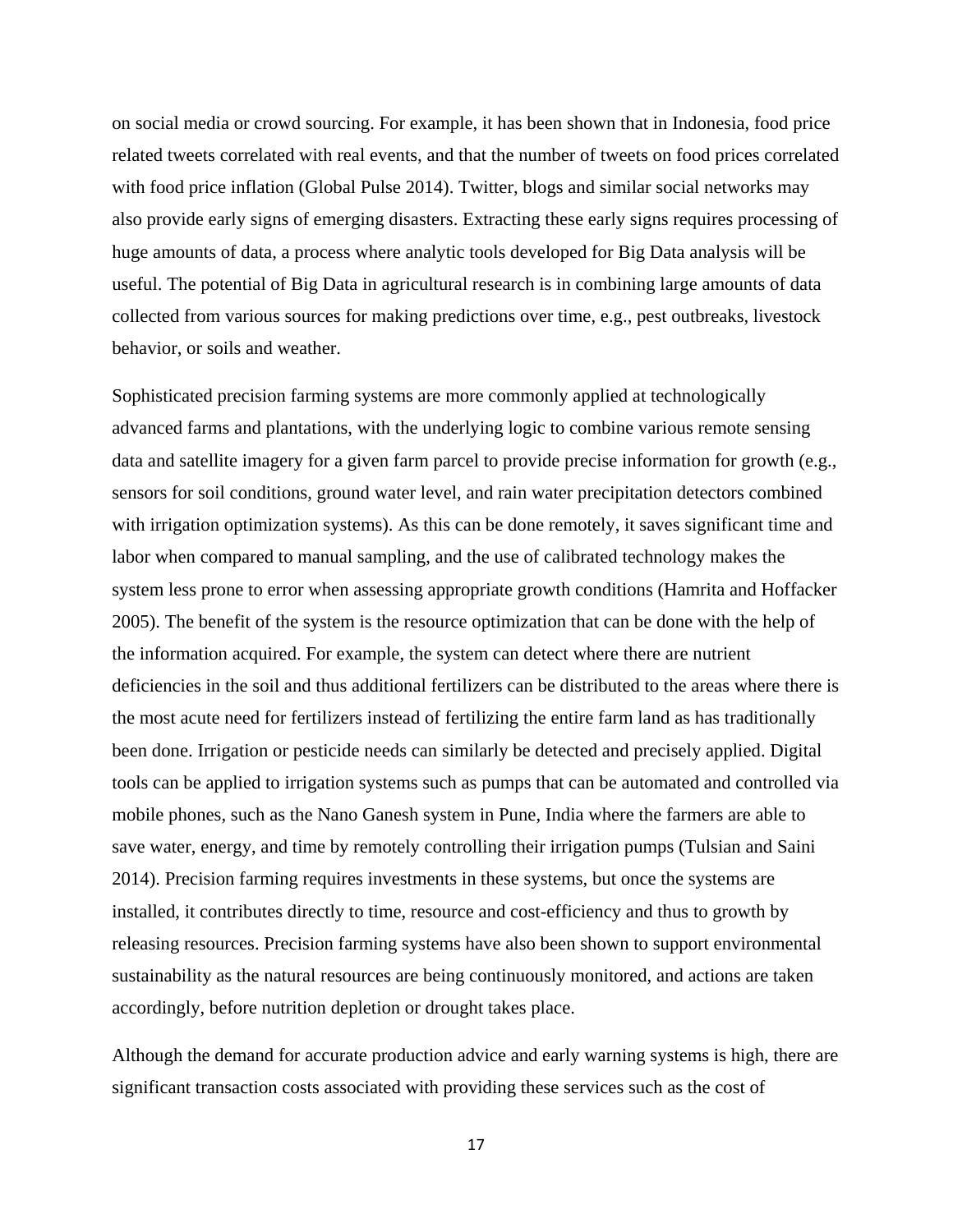on social media or crowd sourcing. For example, it has been shown that in Indonesia, food price related tweets correlated with real events, and that the number of tweets on food prices correlated with food price inflation (Global Pulse 2014). Twitter, blogs and similar social networks may also provide early signs of emerging disasters. Extracting these early signs requires processing of huge amounts of data, a process where analytic tools developed for Big Data analysis will be useful. The potential of Big Data in agricultural research is in combining large amounts of data collected from various sources for making predictions over time, e.g., pest outbreaks, livestock behavior, or soils and weather.

Sophisticated precision farming systems are more commonly applied at technologically advanced farms and plantations, with the underlying logic to combine various remote sensing data and satellite imagery for a given farm parcel to provide precise information for growth (e.g., sensors for soil conditions, ground water level, and rain water precipitation detectors combined with irrigation optimization systems). As this can be done remotely, it saves significant time and labor when compared to manual sampling, and the use of calibrated technology makes the system less prone to error when assessing appropriate growth conditions (Hamrita and Hoffacker 2005). The benefit of the system is the resource optimization that can be done with the help of the information acquired. For example, the system can detect where there are nutrient deficiencies in the soil and thus additional fertilizers can be distributed to the areas where there is the most acute need for fertilizers instead of fertilizing the entire farm land as has traditionally been done. Irrigation or pesticide needs can similarly be detected and precisely applied. Digital tools can be applied to irrigation systems such as pumps that can be automated and controlled via mobile phones, such as the Nano Ganesh system in Pune, India where the farmers are able to save water, energy, and time by remotely controlling their irrigation pumps (Tulsian and Saini 2014). Precision farming requires investments in these systems, but once the systems are installed, it contributes directly to time, resource and cost-efficiency and thus to growth by releasing resources. Precision farming systems have also been shown to support environmental sustainability as the natural resources are being continuously monitored, and actions are taken accordingly, before nutrition depletion or drought takes place.

Although the demand for accurate production advice and early warning systems is high, there are significant transaction costs associated with providing these services such as the cost of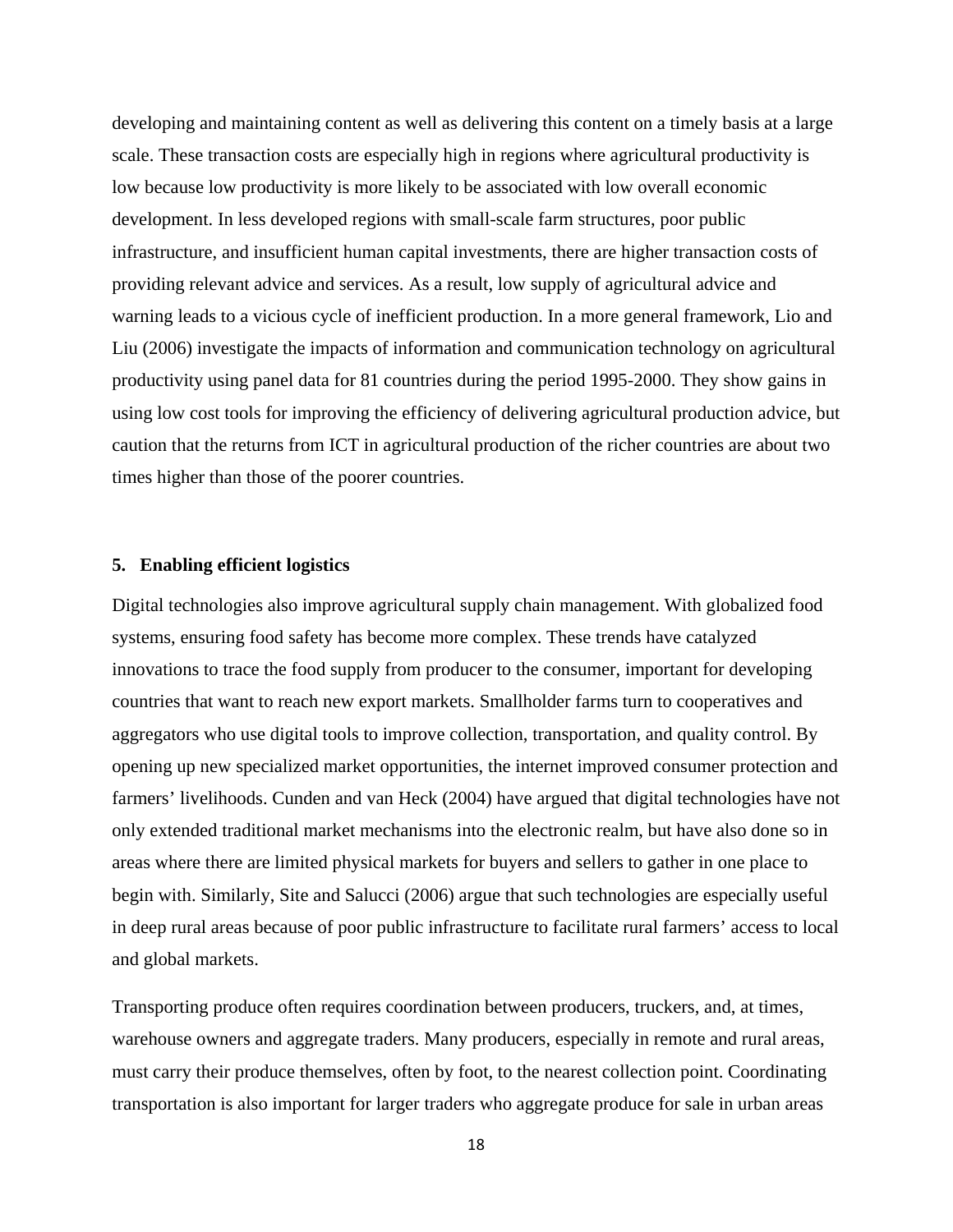developing and maintaining content as well as delivering this content on a timely basis at a large scale. These transaction costs are especially high in regions where agricultural productivity is low because low productivity is more likely to be associated with low overall economic development. In less developed regions with small-scale farm structures, poor public infrastructure, and insufficient human capital investments, there are higher transaction costs of providing relevant advice and services. As a result, low supply of agricultural advice and warning leads to a vicious cycle of inefficient production. In a more general framework, Lio and Liu (2006) investigate the impacts of information and communication technology on agricultural productivity using panel data for 81 countries during the period 1995-2000. They show gains in using low cost tools for improving the efficiency of delivering agricultural production advice, but caution that the returns from ICT in agricultural production of the richer countries are about two times higher than those of the poorer countries.

## 5. Enabling efficient logistics

Digital technologies also improve agricultural supply chain management. With globalized food systems, ensuring food safety has become more complex. These trends have catalyzed innovations to trace the food supply from producer to the consumer, important for developing countries that want to reach new export markets. Smallholder farms turn to cooperatives and aggregators who use digital tools to improve collection, transportation, and quality control. By opening up new specialized market opportunities, the internet improved consumer protection and farmers' livelihoods. Cunden and van Heck (2004) have argued that digital technologies have not only extended traditional market mechanisms into the electronic realm, but have also done so in areas where there are limited physical markets for buyers and sellers to gather in one place to begin with. Similarly, Site and Salucci (2006) argue that such technologies are especially useful in deep rural areas because of poor public infrastructure to facilitate rural farmers' access to local and global markets.

Transporting produce often requires coordination between producers, truckers, and, at times, warehouse owners and aggregate traders. Many producers, especially in remote and rural areas, must carry their produce themselves, often by foot, to the nearest collection point. Coordinating transportation is also important for larger traders who aggregate produce for sale in urban areas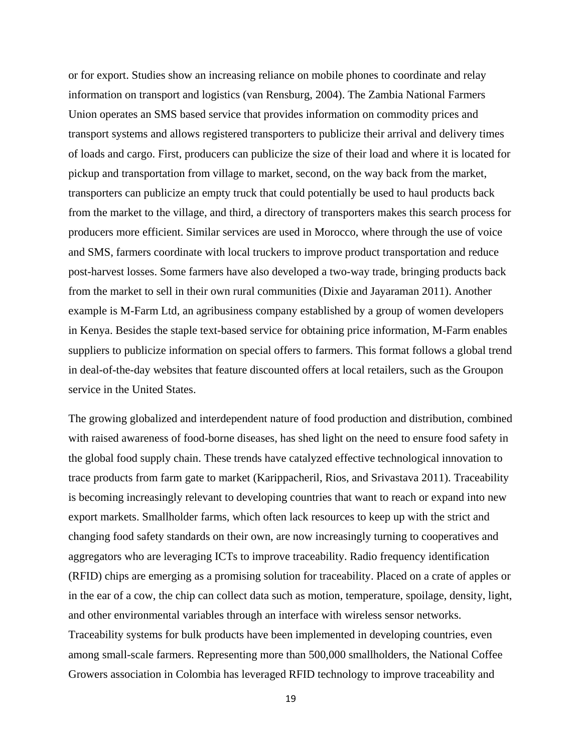or for export. Studies show an increasing reliance on mobile phones to coordinate and relay information on transport and logistics (van Rensburg, 2004). The Zambia National Farmers Union operates an SMS based service that provides information on commodity prices and transport systems and allows registered transporters to publicize their arrival and delivery times of loads and cargo. First, producers can publicize the size of their load and where it is located for pickup and transportation from village to market, second, on the way back from the market, transporters can publicize an empty truck that could potentially be used to haul products back from the market to the village, and third, a directory of transporters makes this search process for producers more efficient. Similar services are used in Morocco, where through the use of voice and SMS, farmers coordinate with local truckers to improve product transportation and reduce post-harvest losses. Some farmers have also developed a two-way trade, bringing products back from the market to sell in their own rural communities (Dixie and Jayaraman 2011). Another example is M-Farm Ltd, an agribusiness company established by a group of women developers in Kenya. Besides the staple text-based service for obtaining price information, M-Farm enables suppliers to publicize information on special offers to farmers. This format follows a global trend in deal-of-the-day websites that feature discounted offers at local retailers, such as the Groupon service in the United States.

The growing globalized and interdependent nature of food production and distribution, combined with raised awareness of food-borne diseases, has shed light on the need to ensure food safety in the global food supply chain. These trends have catalyzed effective technological innovation to trace products from farm gate to market (Karippacheril, Rios, and Srivastava 2011). Traceability is becoming increasingly relevant to developing countries that want to reach or expand into new export markets. Smallholder farms, which often lack resources to keep up with the strict and changing food safety standards on their own, are now increasingly turning to cooperatives and aggregators who are leveraging ICTs to improve traceability. Radio frequency identification (RFID) chips are emerging as a promising solution for traceability. Placed on a crate of apples or in the ear of a cow, the chip can collect data such as motion, temperature, spoilage, density, light, and other environmental variables through an interface with wireless sensor networks. Traceability systems for bulk products have been implemented in developing countries, even among small-scale farmers. Representing more than 500,000 smallholders, the National Coffee Growers association in Colombia has leveraged RFID technology to improve traceability and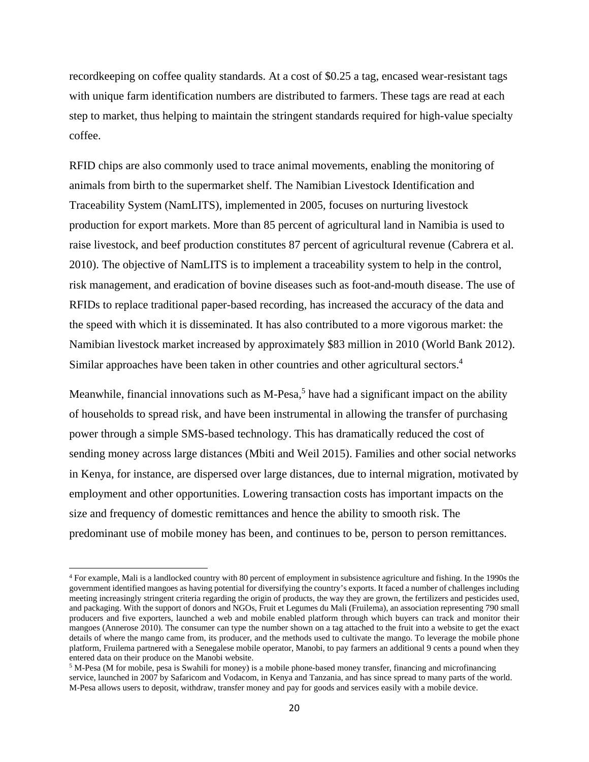recordkeeping on coffee quality standards. At a cost of $0.25 a tag, encased wear-resistant tags with unique farm identification numbers are distributed to farmers. These tags are read at each step to market, thus helping to maintain the stringent standards required for high-value specialty coffee.

RFID chips are also commonly used to trace animal movements, enabling the monitoring of animals from birth to the supermarket shelf. The Namibian Livestock Identification and Traceability System (NamLITS), implemented in 2005, focuses on nurturing livestock production for export markets. More than 85 percent of agricultural land in Namibia is used to raise livestock, and beef production constitutes 87 percent of agricultural revenue (Cabrera et al. 2010). The objective of NamLITS is to implement a traceability system to help in the control, risk management, and eradication of bovine diseases such as foot-and-mouth disease. The use of RFIDs to replace traditional paper-based recording, has increased the accuracy of the data and the speed with which it is disseminated. It has also contributed to a more vigorous market: the Namibian livestock market increased by approximately $83 million in 2010 (World Bank 2012). Similar approaches have been taken in other countries and other agricultural sectors.[4]

Meanwhile, financial innovations such as M-Pesa,[5] have had a significant impact on the ability of households to spread risk, and have been instrumental in allowing the transfer of purchasing power through a simple SMS-based technology. This has dramatically reduced the cost of sending money across large distances (Mbiti and Weil 2015). Families and other social networks in Kenya, for instance, are dispersed over large distances, due to internal migration, motivated by employment and other opportunities. Lowering transaction costs has important impacts on the size and frequency of domestic remittances and hence the ability to smooth risk. The predominant use of mobile money has been, and continues to be, person to person remittances.

---

[4] For example, Mali is a landlocked country with 80 percent of employment in subsistence agriculture and fishing. In the 1990s the government identified mangoes as having potential for diversifying the country's exports. It faced a number of challenges including meeting increasingly stringent criteria regarding the origin of products, the way they are grown, the fertilizers and pesticides used, and packaging. With the support of donors and NGOs, Fruit et Legumes du Mali (Fruilema), an association representing 790 small producers and five exporters, launched a web and mobile enabled platform through which buyers can track and monitor their mangoes (Annerose 2010). The consumer can type the number shown on a tag attached to the fruit into a website to get the exact details of where the mango came from, its producer, and the methods used to cultivate the mango. To leverage the mobile phone platform, Fruilema partnered with a Senegalese mobile operator, Manobi, to pay farmers an additional 9 cents a pound when they entered data on their produce on the Manobi website.

[5] M-Pesa (M for mobile, pesa is Swahili for money) is a mobile phone-based money transfer, financing and microfinancing service, launched in 2007 by Safaricom and Vodacom, in Kenya and Tanzania, and has since spread to many parts of the world. M-Pesa allows users to deposit, withdraw, transfer money and pay for goods and services easily with a mobile device.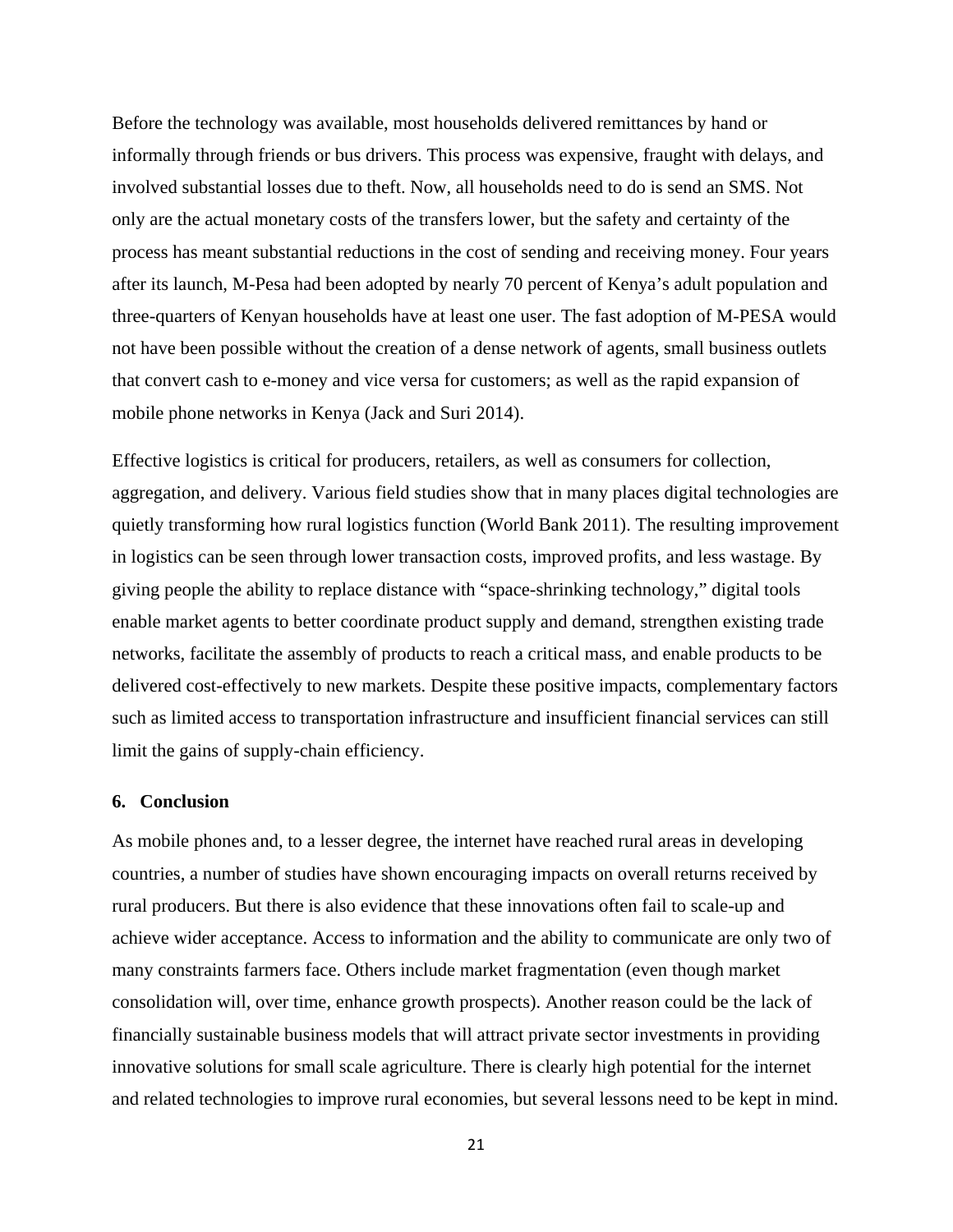Before the technology was available, most households delivered remittances by hand or informally through friends or bus drivers. This process was expensive, fraught with delays, and involved substantial losses due to theft. Now, all households need to do is send an SMS. Not only are the actual monetary costs of the transfers lower, but the safety and certainty of the process has meant substantial reductions in the cost of sending and receiving money. Four years after its launch, M-Pesa had been adopted by nearly 70 percent of Kenya's adult population and three-quarters of Kenyan households have at least one user. The fast adoption of M-PESA would not have been possible without the creation of a dense network of agents, small business outlets that convert cash to e-money and vice versa for customers; as well as the rapid expansion of mobile phone networks in Kenya (Jack and Suri 2014).

Effective logistics is critical for producers, retailers, as well as consumers for collection, aggregation, and delivery. Various field studies show that in many places digital technologies are quietly transforming how rural logistics function (World Bank 2011). The resulting improvement in logistics can be seen through lower transaction costs, improved profits, and less wastage. By giving people the ability to replace distance with "space-shrinking technology," digital tools enable market agents to better coordinate product supply and demand, strengthen existing trade networks, facilitate the assembly of products to reach a critical mass, and enable products to be delivered cost-effectively to new markets. Despite these positive impacts, complementary factors such as limited access to transportation infrastructure and insufficient financial services can still limit the gains of supply-chain efficiency.

## 6. Conclusion

As mobile phones and, to a lesser degree, the internet have reached rural areas in developing countries, a number of studies have shown encouraging impacts on overall returns received by rural producers. But there is also evidence that these innovations often fail to scale-up and achieve wider acceptance. Access to information and the ability to communicate are only two of many constraints farmers face. Others include market fragmentation (even though market consolidation will, over time, enhance growth prospects). Another reason could be the lack of financially sustainable business models that will attract private sector investments in providing innovative solutions for small scale agriculture. There is clearly high potential for the internet and related technologies to improve rural economies, but several lessons need to be kept in mind.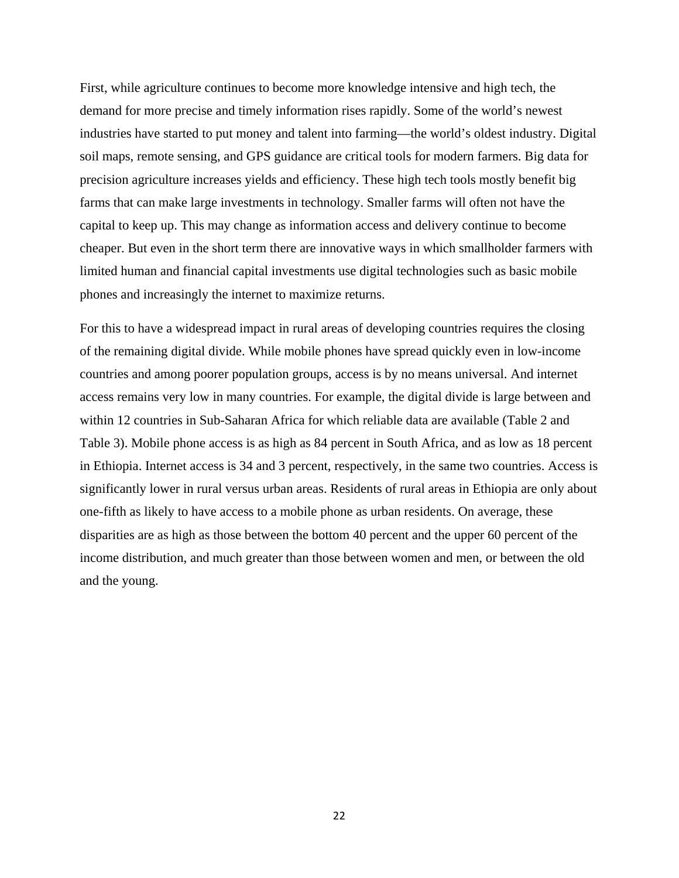First, while agriculture continues to become more knowledge intensive and high tech, the demand for more precise and timely information rises rapidly. Some of the world's newest industries have started to put money and talent into farming—the world's oldest industry. Digital soil maps, remote sensing, and GPS guidance are critical tools for modern farmers. Big data for precision agriculture increases yields and efficiency. These high tech tools mostly benefit big farms that can make large investments in technology. Smaller farms will often not have the capital to keep up. This may change as information access and delivery continue to become cheaper. But even in the short term there are innovative ways in which smallholder farmers with limited human and financial capital investments use digital technologies such as basic mobile phones and increasingly the internet to maximize returns.

For this to have a widespread impact in rural areas of developing countries requires the closing of the remaining digital divide. While mobile phones have spread quickly even in low-income countries and among poorer population groups, access is by no means universal. And internet access remains very low in many countries. For example, the digital divide is large between and within 12 countries in Sub-Saharan Africa for which reliable data are available (Table 2 and Table 3). Mobile phone access is as high as 84 percent in South Africa, and as low as 18 percent in Ethiopia. Internet access is 34 and 3 percent, respectively, in the same two countries. Access is significantly lower in rural versus urban areas. Residents of rural areas in Ethiopia are only about one-fifth as likely to have access to a mobile phone as urban residents. On average, these disparities are as high as those between the bottom 40 percent and the upper 60 percent of the income distribution, and much greater than those between women and men, or between the old and the young.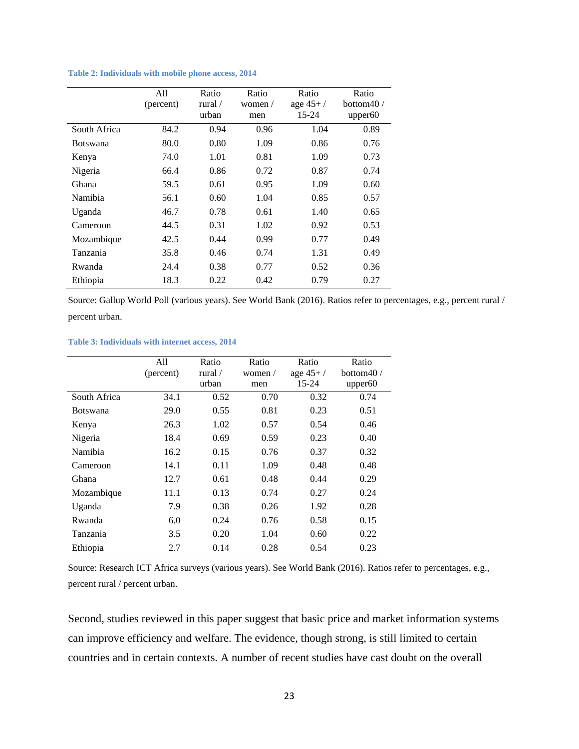**Table 2: Individuals with mobile phone access, 2014**

| | All (percent) | Ratio rural / urban | Ratio women / men | Ratio age 45+ / 15-24 | Ratio bottom40 / upper60 |
|---|---|---|---|---|---|
| South Africa | 84.2 | 0.94 | 0.96 | 1.04 | 0.89 |
| Botswana | 80.0 | 0.80 | 1.09 | 0.86 | 0.76 |
| Kenya | 74.0 | 1.01 | 0.81 | 1.09 | 0.73 |
| Nigeria | 66.4 | 0.86 | 0.72 | 0.87 | 0.74 |
| Ghana | 59.5 | 0.61 | 0.95 | 1.09 | 0.60 |
| Namibia | 56.1 | 0.60 | 1.04 | 0.85 | 0.57 |
| Uganda | 46.7 | 0.78 | 0.61 | 1.40 | 0.65 |
| Cameroon | 44.5 | 0.31 | 1.02 | 0.92 | 0.53 |
| Mozambique | 42.5 | 0.44 | 0.99 | 0.77 | 0.49 |
| Tanzania | 35.8 | 0.46 | 0.74 | 1.31 | 0.49 |
| Rwanda | 24.4 | 0.38 | 0.77 | 0.52 | 0.36 |
| Ethiopia | 18.3 | 0.22 | 0.42 | 0.79 | 0.27 |

Source: Gallup World Poll (various years). See World Bank (2016). Ratios refer to percentages, e.g., percent rural / percent urban.

**Table 3: Individuals with internet access, 2014**

| | All (percent) | Ratio rural / urban | Ratio women / men | Ratio age 45+ / 15-24 | Ratio bottom40 / upper60 |
|---|---|---|---|---|---|
| South Africa | 34.1 | 0.52 | 0.70 | 0.32 | 0.74 |
| Botswana | 29.0 | 0.55 | 0.81 | 0.23 | 0.51 |
| Kenya | 26.3 | 1.02 | 0.57 | 0.54 | 0.46 |
| Nigeria | 18.4 | 0.69 | 0.59 | 0.23 | 0.40 |
| Namibia | 16.2 | 0.15 | 0.76 | 0.37 | 0.32 |
| Cameroon | 14.1 | 0.11 | 1.09 | 0.48 | 0.48 |
| Ghana | 12.7 | 0.61 | 0.48 | 0.44 | 0.29 |
| Mozambique | 11.1 | 0.13 | 0.74 | 0.27 | 0.24 |
| Uganda | 7.9 | 0.38 | 0.26 | 1.92 | 0.28 |
| Rwanda | 6.0 | 0.24 | 0.76 | 0.58 | 0.15 |
| Tanzania | 3.5 | 0.20 | 1.04 | 0.60 | 0.22 |
| Ethiopia | 2.7 | 0.14 | 0.28 | 0.54 | 0.23 |

Source: Research ICT Africa surveys (various years). See World Bank (2016). Ratios refer to percentages, e.g., percent rural / percent urban.

Second, studies reviewed in this paper suggest that basic price and market information systems can improve efficiency and welfare. The evidence, though strong, is still limited to certain countries and in certain contexts. A number of recent studies have cast doubt on the overall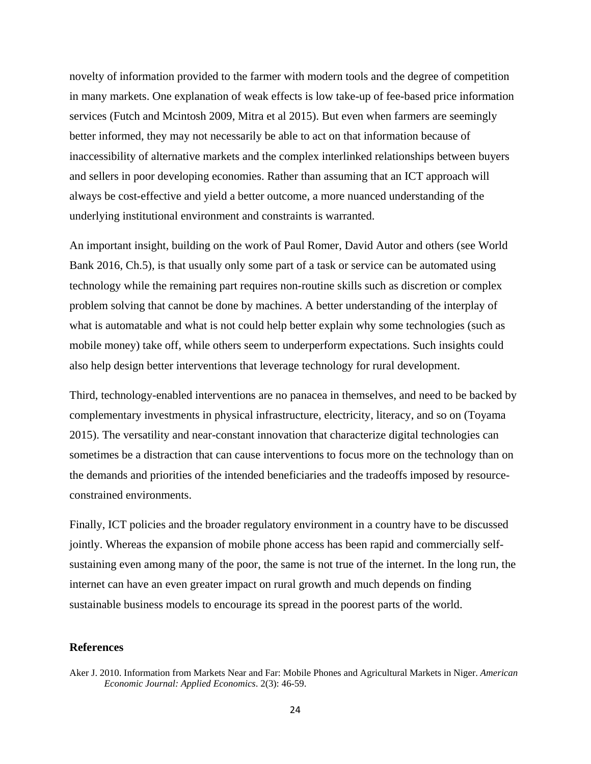novelty of information provided to the farmer with modern tools and the degree of competition in many markets. One explanation of weak effects is low take-up of fee-based price information services (Futch and Mcintosh 2009, Mitra et al 2015). But even when farmers are seemingly better informed, they may not necessarily be able to act on that information because of inaccessibility of alternative markets and the complex interlinked relationships between buyers and sellers in poor developing economies. Rather than assuming that an ICT approach will always be cost-effective and yield a better outcome, a more nuanced understanding of the underlying institutional environment and constraints is warranted.

An important insight, building on the work of Paul Romer, David Autor and others (see World Bank 2016, Ch.5), is that usually only some part of a task or service can be automated using technology while the remaining part requires non-routine skills such as discretion or complex problem solving that cannot be done by machines. A better understanding of the interplay of what is automatable and what is not could help better explain why some technologies (such as mobile money) take off, while others seem to underperform expectations. Such insights could also help design better interventions that leverage technology for rural development.

Third, technology-enabled interventions are no panacea in themselves, and need to be backed by complementary investments in physical infrastructure, electricity, literacy, and so on (Toyama 2015). The versatility and near-constant innovation that characterize digital technologies can sometimes be a distraction that can cause interventions to focus more on the technology than on the demands and priorities of the intended beneficiaries and the tradeoffs imposed by resource-constrained environments.

Finally, ICT policies and the broader regulatory environment in a country have to be discussed jointly. Whereas the expansion of mobile phone access has been rapid and commercially self-sustaining even among many of the poor, the same is not true of the internet. In the long run, the internet can have an even greater impact on rural growth and much depends on finding sustainable business models to encourage its spread in the poorest parts of the world.

## References

Aker J. 2010. Information from Markets Near and Far: Mobile Phones and Agricultural Markets in Niger. *American Economic Journal: Applied Economics*. 2(3): 46-59.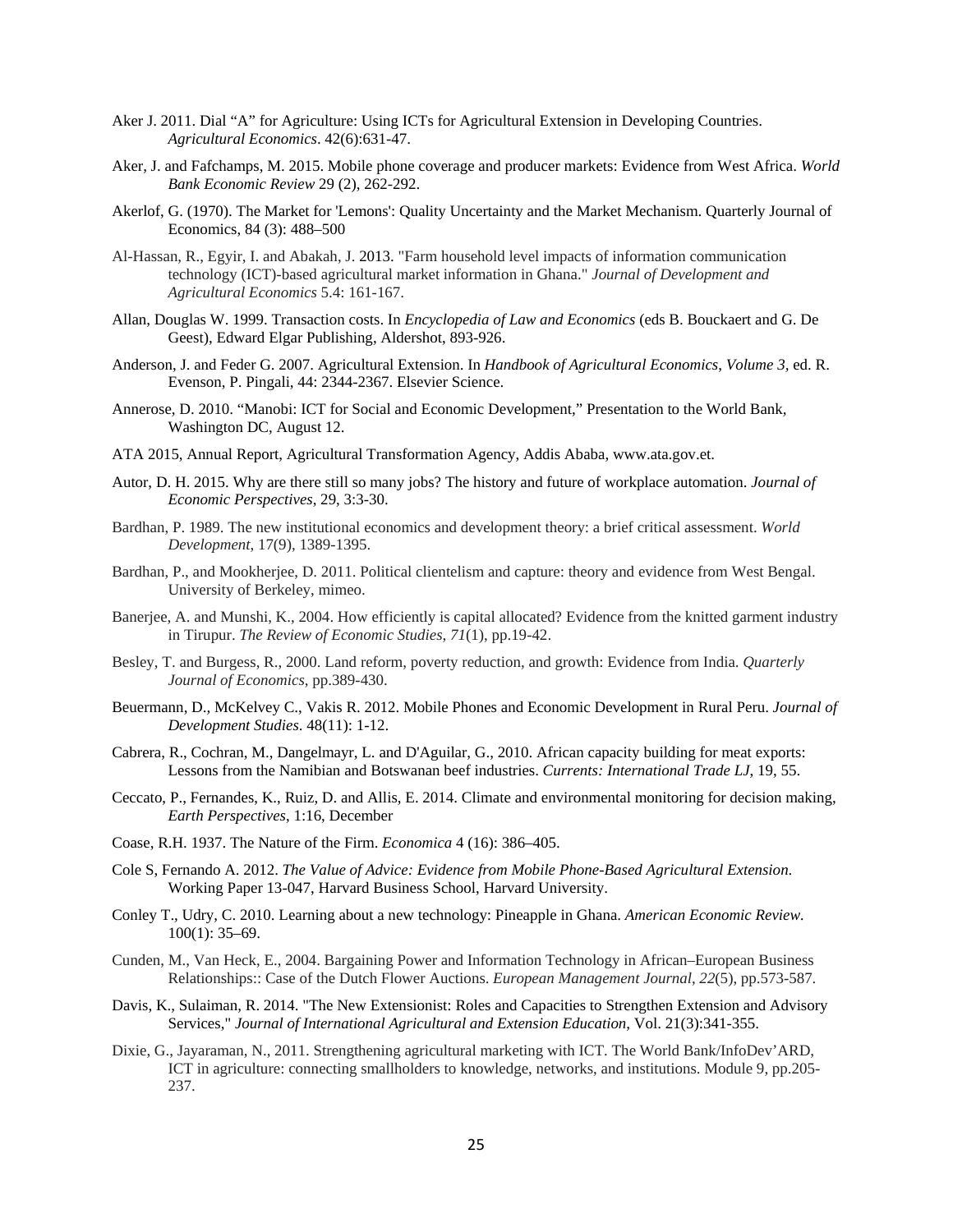Aker J. 2011. Dial "A" for Agriculture: Using ICTs for Agricultural Extension in Developing Countries. *Agricultural Economics*. 42(6):631-47.

Aker, J. and Fafchamps, M. 2015. Mobile phone coverage and producer markets: Evidence from West Africa. *World Bank Economic Review* 29 (2), 262-292.

Akerlof, G. (1970). The Market for 'Lemons': Quality Uncertainty and the Market Mechanism. Quarterly Journal of Economics, 84 (3): 488–500

Al-Hassan, R., Egyir, I. and Abakah, J. 2013. "Farm household level impacts of information communication technology (ICT)-based agricultural market information in Ghana." *Journal of Development and Agricultural Economics* 5.4: 161-167.

Allan, Douglas W. 1999. Transaction costs. In *Encyclopedia of Law and Economics* (eds B. Bouckaert and G. De Geest), Edward Elgar Publishing, Aldershot, 893-926.

Anderson, J. and Feder G. 2007. Agricultural Extension. In *Handbook of Agricultural Economics*, *Volume 3,* ed. R. Evenson, P. Pingali, 44: 2344-2367. Elsevier Science.

Annerose, D. 2010. "Manobi: ICT for Social and Economic Development," Presentation to the World Bank, Washington DC, August 12.

ATA 2015, Annual Report, Agricultural Transformation Agency, Addis Ababa, www.ata.gov.et.

Autor, D. H. 2015. Why are there still so many jobs? The history and future of workplace automation. *Journal of Economic Perspectives*, 29, 3:3-30.

Bardhan, P. 1989. The new institutional economics and development theory: a brief critical assessment. *World Development*, 17(9), 1389-1395.

Bardhan, P., and Mookherjee, D. 2011. Political clientelism and capture: theory and evidence from West Bengal. University of Berkeley, mimeo.

Banerjee, A. and Munshi, K., 2004. How efficiently is capital allocated? Evidence from the knitted garment industry in Tirupur. *The Review of Economic Studies*, *71*(1), pp.19-42.

Besley, T. and Burgess, R., 2000. Land reform, poverty reduction, and growth: Evidence from India. *Quarterly Journal of Economics*, pp.389-430.

Beuermann, D., McKelvey C., Vakis R. 2012. Mobile Phones and Economic Development in Rural Peru. *Journal of Development Studies*. 48(11): 1-12.

Cabrera, R., Cochran, M., Dangelmayr, L. and D'Aguilar, G., 2010. African capacity building for meat exports: Lessons from the Namibian and Botswanan beef industries. *Currents: International Trade LJ*, 19, 55.

Ceccato, P., Fernandes, K., Ruiz, D. and Allis, E. 2014. Climate and environmental monitoring for decision making, *Earth Perspectives*, 1:16, December

Coase, R.H. 1937. The Nature of the Firm. *Economica* 4 (16): 386–405.

Cole S, Fernando A. 2012. *The Value of Advice: Evidence from Mobile Phone-Based Agricultural Extension*. Working Paper 13-047, Harvard Business School, Harvard University.

Conley T., Udry, C. 2010. Learning about a new technology: Pineapple in Ghana. *American Economic Review*. 100(1): 35–69.

Cunden, M., Van Heck, E., 2004. Bargaining Power and Information Technology in African–European Business Relationships:: Case of the Dutch Flower Auctions. *European Management Journal*, *22*(5), pp.573-587.

Davis, K., Sulaiman, R. 2014. "The New Extensionist: Roles and Capacities to Strengthen Extension and Advisory Services," *Journal of International Agricultural and Extension Education*, Vol. 21(3):341-355.

Dixie, G., Jayaraman, N., 2011. Strengthening agricultural marketing with ICT. The World Bank/InfoDev'ARD, ICT in agriculture: connecting smallholders to knowledge, networks, and institutions. Module 9, pp.205-237.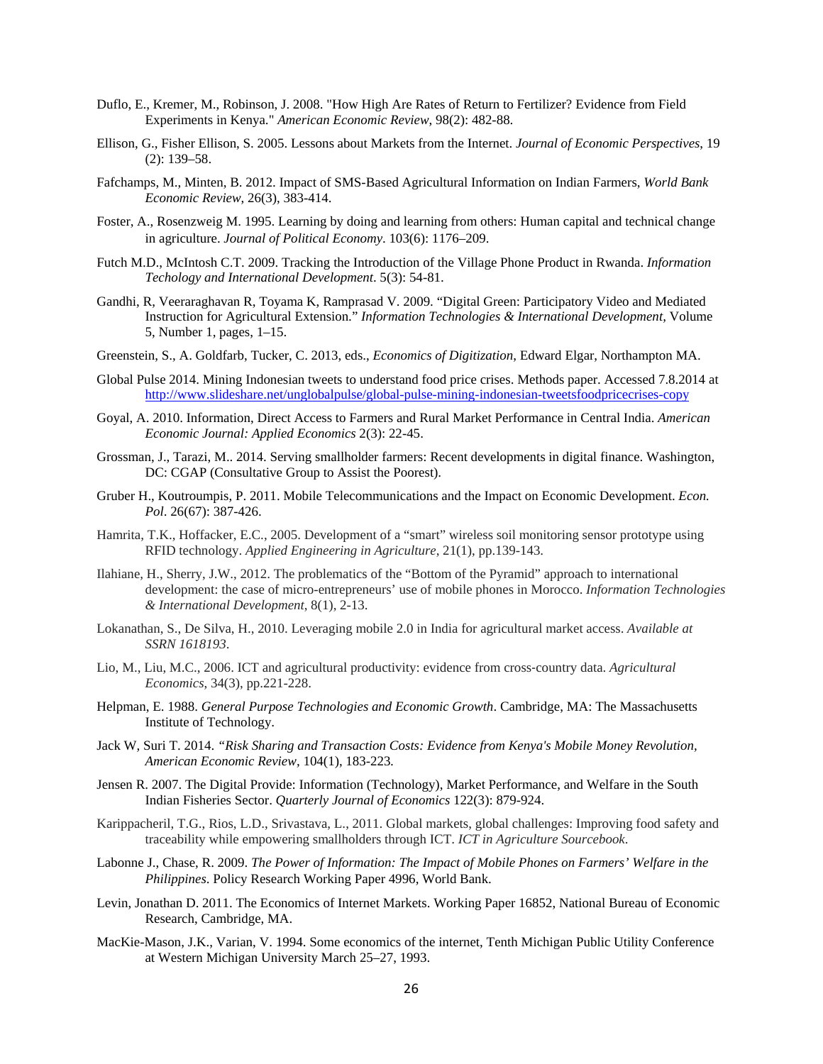Duflo, E., Kremer, M., Robinson, J. 2008. "How High Are Rates of Return to Fertilizer? Evidence from Field Experiments in Kenya." *American Economic Review*, 98(2): 482-88.

Ellison, G., Fisher Ellison, S. 2005. Lessons about Markets from the Internet. *Journal of Economic Perspectives*, 19 (2): 139–58.

Fafchamps, M., Minten, B. 2012. Impact of SMS-Based Agricultural Information on Indian Farmers, *World Bank Economic Review*, 26(3), 383-414.

Foster, A., Rosenzweig M. 1995. Learning by doing and learning from others: Human capital and technical change in agriculture. *Journal of Political Economy*. 103(6): 1176–209.

Futch M.D., McIntosh C.T. 2009. Tracking the Introduction of the Village Phone Product in Rwanda. *Information Techology and International Development*. 5(3): 54-81.

Gandhi, R, Veeraraghavan R, Toyama K, Ramprasad V. 2009. "Digital Green: Participatory Video and Mediated Instruction for Agricultural Extension." *Information Technologies & International Development*, Volume 5, Number 1, pages, 1–15.

Greenstein, S., A. Goldfarb, Tucker, C. 2013, eds., *Economics of Digitization*, Edward Elgar, Northampton MA.

Global Pulse 2014. Mining Indonesian tweets to understand food price crises. Methods paper. Accessed 7.8.2014 at http://www.slideshare.net/unglobalpulse/global-pulse-mining-indonesian-tweetsfoodpricecrises-copy

Goyal, A. 2010. Information, Direct Access to Farmers and Rural Market Performance in Central India. *American Economic Journal: Applied Economics* 2(3): 22-45.

Grossman, J., Tarazi, M.. 2014. Serving smallholder farmers: Recent developments in digital finance. Washington, DC: CGAP (Consultative Group to Assist the Poorest).

Gruber H., Koutroumpis, P. 2011. Mobile Telecommunications and the Impact on Economic Development. *Econ. Pol*. 26(67): 387-426.

Hamrita, T.K., Hoffacker, E.C., 2005. Development of a "smart" wireless soil monitoring sensor prototype using RFID technology. *Applied Engineering in Agriculture*, 21(1), pp.139-143.

Ilahiane, H., Sherry, J.W., 2012. The problematics of the "Bottom of the Pyramid" approach to international development: the case of micro-entrepreneurs' use of mobile phones in Morocco. *Information Technologies & International Development*, 8(1), 2-13.

Lokanathan, S., De Silva, H., 2010. Leveraging mobile 2.0 in India for agricultural market access. *Available at SSRN 1618193*.

Lio, M., Liu, M.C., 2006. ICT and agricultural productivity: evidence from cross-country data. *Agricultural Economics*, 34(3), pp.221-228.

Helpman, E. 1988. *General Purpose Technologies and Economic Growth*. Cambridge, MA: The Massachusetts Institute of Technology.

Jack W, Suri T. 2014. *"Risk Sharing and Transaction Costs: Evidence from Kenya's Mobile Money Revolution, American Economic Review,* 104(1), 183-223*.*

Jensen R. 2007. The Digital Provide: Information (Technology), Market Performance, and Welfare in the South Indian Fisheries Sector. *Quarterly Journal of Economics* 122(3): 879-924.

Karippacheril, T.G., Rios, L.D., Srivastava, L., 2011. Global markets, global challenges: Improving food safety and traceability while empowering smallholders through ICT. *ICT in Agriculture Sourcebook*.

Labonne J., Chase, R. 2009. *The Power of Information: The Impact of Mobile Phones on Farmers' Welfare in the Philippines*. Policy Research Working Paper 4996, World Bank.

Levin, Jonathan D. 2011. The Economics of Internet Markets. Working Paper 16852, National Bureau of Economic Research, Cambridge, MA.

MacKie-Mason, J.K., Varian, V. 1994. Some economics of the internet, Tenth Michigan Public Utility Conference at Western Michigan University March 25–27, 1993.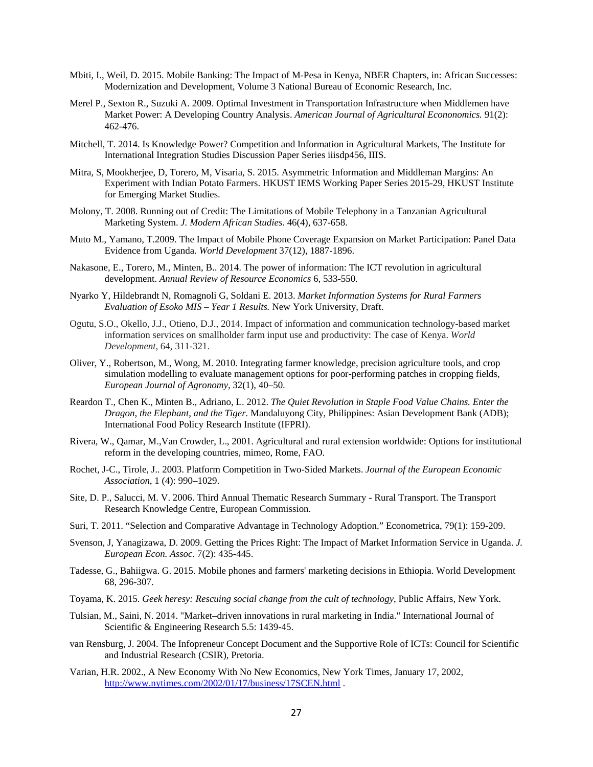Mbiti, I., Weil, D. 2015. Mobile Banking: The Impact of M-Pesa in Kenya, NBER Chapters, in: African Successes: Modernization and Development, Volume 3 National Bureau of Economic Research, Inc.

Merel P., Sexton R., Suzuki A. 2009. Optimal Investment in Transportation Infrastructure when Middlemen have Market Power: A Developing Country Analysis. *American Journal of Agricultural Econonomics.* 91(2): 462-476.

Mitchell, T. 2014. Is Knowledge Power? Competition and Information in Agricultural Markets, The Institute for International Integration Studies Discussion Paper Series iiisdp456, IIIS.

Mitra, S, Mookherjee, D, Torero, M, Visaria, S. 2015. Asymmetric Information and Middleman Margins: An Experiment with Indian Potato Farmers. HKUST IEMS Working Paper Series 2015-29, HKUST Institute for Emerging Market Studies.

Molony, T. 2008. Running out of Credit: The Limitations of Mobile Telephony in a Tanzanian Agricultural Marketing System. *J. Modern African Studies*. 46(4), 637-658.

Muto M., Yamano, T.2009. The Impact of Mobile Phone Coverage Expansion on Market Participation: Panel Data Evidence from Uganda. *World Development* 37(12), 1887-1896.

Nakasone, E., Torero, M., Minten, B.. 2014. The power of information: The ICT revolution in agricultural development. *Annual Review of Resource Economics* 6, 533-550.

Nyarko Y, Hildebrandt N, Romagnoli G, Soldani E. 2013. *Market Information Systems for Rural Farmers Evaluation of Esoko MIS – Year 1 Results.* New York University, Draft.

Ogutu, S.O., Okello, J.J., Otieno, D.J., 2014. Impact of information and communication technology-based market information services on smallholder farm input use and productivity: The case of Kenya. *World Development*, 64, 311-321.

Oliver, Y., Robertson, M., Wong, M. 2010. Integrating farmer knowledge, precision agriculture tools, and crop simulation modelling to evaluate management options for poor-performing patches in cropping fields, *European Journal of Agronomy*, 32(1), 40–50.

Reardon T., Chen K., Minten B., Adriano, L. 2012. *The Quiet Revolution in Staple Food Value Chains. Enter the Dragon, the Elephant, and the Tiger.* Mandaluyong City, Philippines: Asian Development Bank (ADB); International Food Policy Research Institute (IFPRI).

Rivera, W., Qamar, M.,Van Crowder, L., 2001. Agricultural and rural extension worldwide: Options for institutional reform in the developing countries, mimeo, Rome, FAO.

Rochet, J-C., Tirole, J.. 2003. Platform Competition in Two-Sided Markets. *Journal of the European Economic Association*, 1 (4): 990–1029.

Site, D. P., Salucci, M. V. 2006. Third Annual Thematic Research Summary - Rural Transport. The Transport Research Knowledge Centre, European Commission.

Suri, T. 2011. "Selection and Comparative Advantage in Technology Adoption." Econometrica, 79(1): 159-209.

Svenson, J, Yanagizawa, D. 2009. Getting the Prices Right: The Impact of Market Information Service in Uganda. *J. European Econ. Assoc*. 7(2): 435-445.

Tadesse, G., Bahiigwa. G. 2015. Mobile phones and farmers' marketing decisions in Ethiopia. World Development 68, 296-307.

Toyama, K. 2015. *Geek heresy: Rescuing social change from the cult of technology*, Public Affairs, New York.

Tulsian, M., Saini, N. 2014. "Market–driven innovations in rural marketing in India." International Journal of Scientific & Engineering Research 5.5: 1439-45.

van Rensburg, J. 2004. The Infopreneur Concept Document and the Supportive Role of ICTs: Council for Scientific and Industrial Research (CSIR), Pretoria.

Varian, H.R. 2002., A New Economy With No New Economics, New York Times, January 17, 2002, http://www.nytimes.com/2002/01/17/business/17SCEN.html .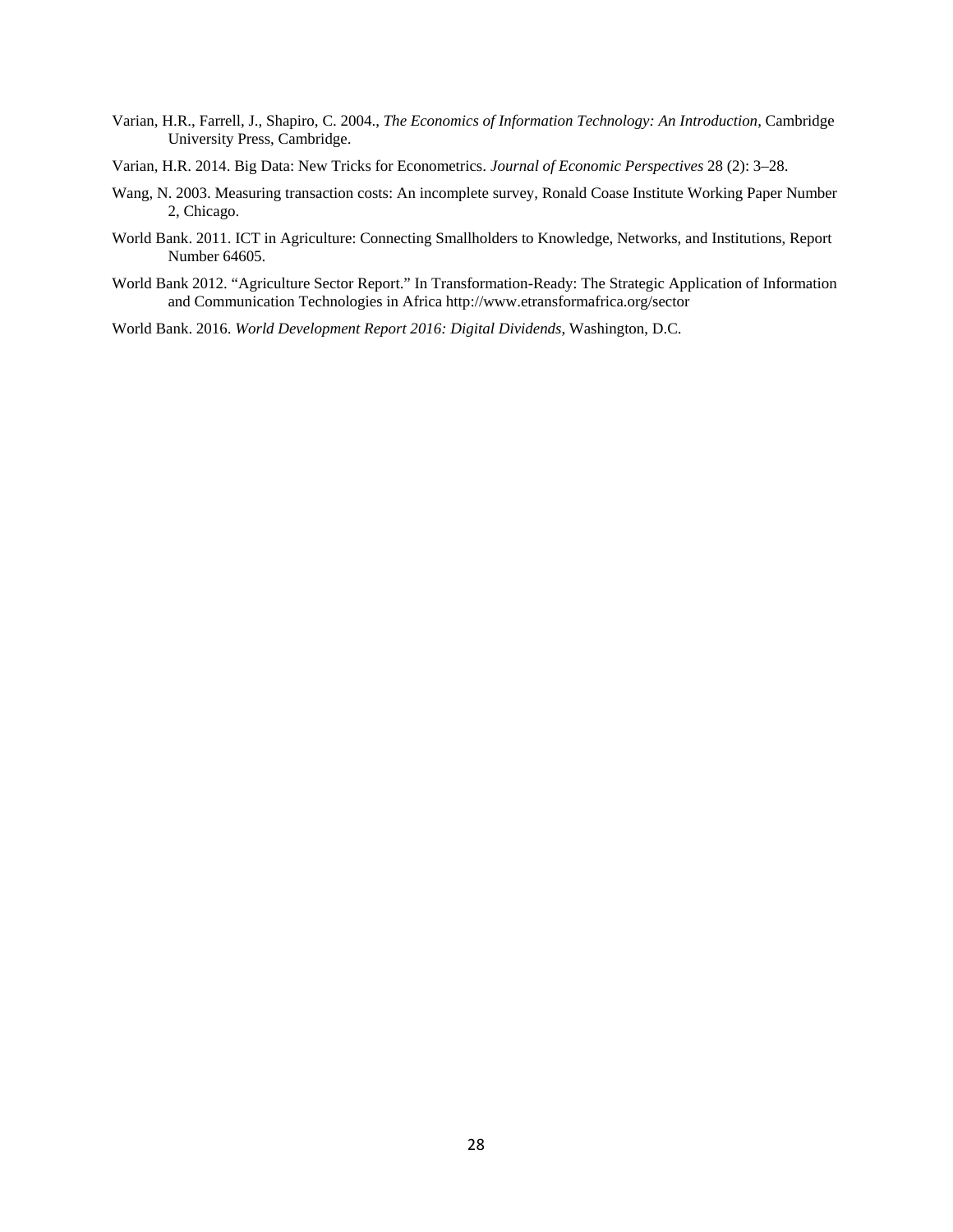Varian, H.R., Farrell, J., Shapiro, C. 2004., *The Economics of Information Technology: An Introduction*, Cambridge University Press, Cambridge.

Varian, H.R. 2014. Big Data: New Tricks for Econometrics. *Journal of Economic Perspectives* 28 (2): 3–28.

Wang, N. 2003. Measuring transaction costs: An incomplete survey, Ronald Coase Institute Working Paper Number 2, Chicago.

World Bank. 2011. ICT in Agriculture: Connecting Smallholders to Knowledge, Networks, and Institutions, Report Number 64605.

World Bank 2012. "Agriculture Sector Report." In Transformation-Ready: The Strategic Application of Information and Communication Technologies in Africa http://www.etransformafrica.org/sector

World Bank. 2016. *World Development Report 2016: Digital Dividends*, Washington, D.C.